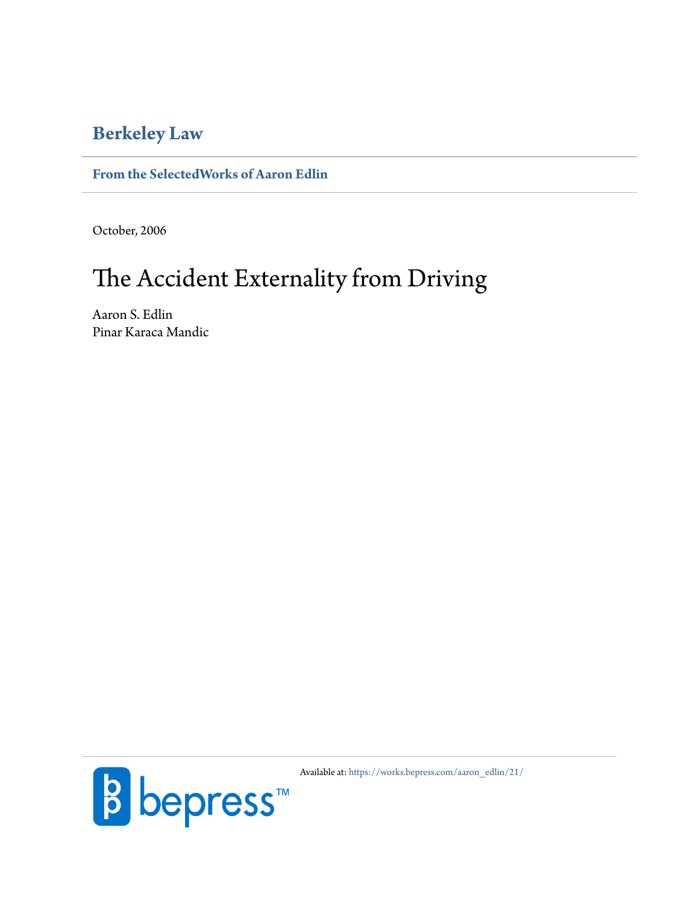**Berkeley Law**

**From the SelectedWorks of Aaron Edlin**

October, 2006

# The Accident Externality from Driving

Aaron S. Edlin
Pinar Karaca Mandic

Available at: https://works.bepress.com/aaron_edlin/21/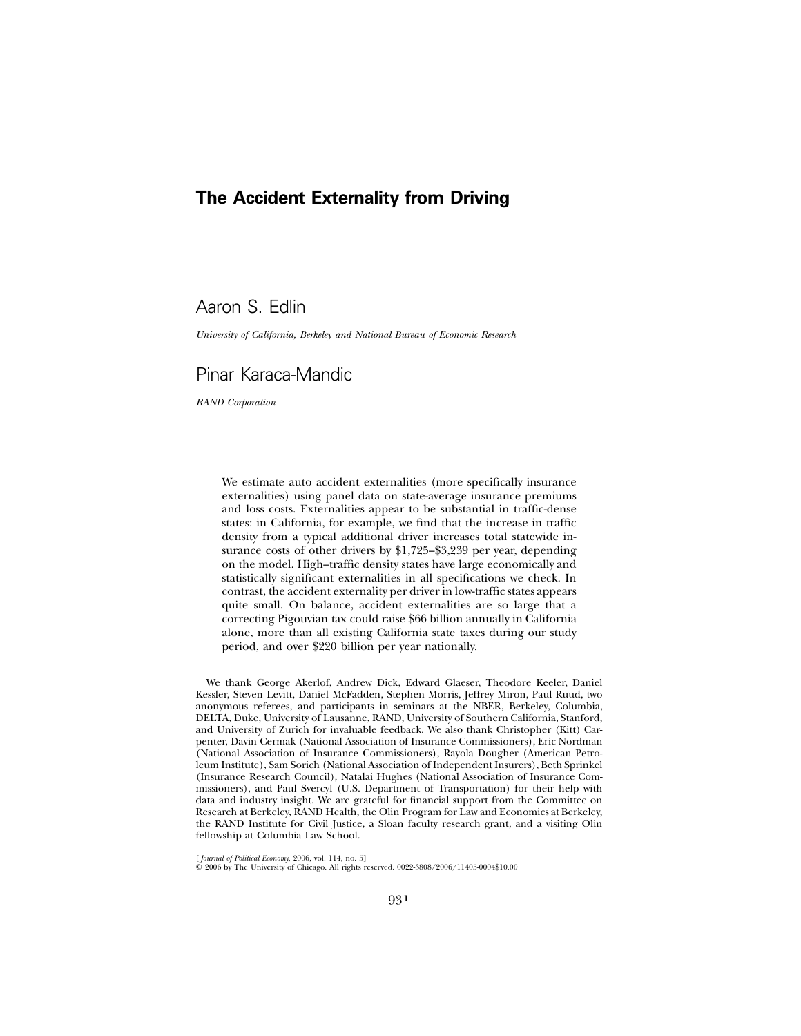# The Accident Externality from Driving

## Aaron S. Edlin

*University of California, Berkeley and National Bureau of Economic Research*

## Pinar Karaca-Mandic

*RAND Corporation*

We estimate auto accident externalities (more specifically insurance externalities) using panel data on state-average insurance premiums and loss costs. Externalities appear to be substantial in traffic-dense states: in California, for example, we find that the increase in traffic density from a typical additional driver increases total statewide insurance costs of other drivers by $1,725–$3,239 per year, depending on the model. High–traffic density states have large economically and statistically significant externalities in all specifications we check. In contrast, the accident externality per driver in low-traffic states appears quite small. On balance, accident externalities are so large that a correcting Pigouvian tax could raise $66 billion annually in California alone, more than all existing California state taxes during our study period, and over $220 billion per year nationally.

We thank George Akerlof, Andrew Dick, Edward Glaeser, Theodore Keeler, Daniel Kessler, Steven Levitt, Daniel McFadden, Stephen Morris, Jeffrey Miron, Paul Ruud, two anonymous referees, and participants in seminars at the NBER, Berkeley, Columbia, DELTA, Duke, University of Lausanne, RAND, University of Southern California, Stanford, and University of Zurich for invaluable feedback. We also thank Christopher (Kitt) Carpenter, Davin Cermak (National Association of Insurance Commissioners), Eric Nordman (National Association of Insurance Commissioners), Rayola Dougher (American Petroleum Institute), Sam Sorich (National Association of Independent Insurers), Beth Sprinkel (Insurance Research Council), Natalai Hughes (National Association of Insurance Commissioners), and Paul Svercyl (U.S. Department of Transportation) for their help with data and industry insight. We are grateful for financial support from the Committee on Research at Berkeley, RAND Health, the Olin Program for Law and Economics at Berkeley, the RAND Institute for Civil Justice, a Sloan faculty research grant, and a visiting Olin fellowship at Columbia Law School.

[*Journal of Political Economy*, 2006, vol. 114, no. 5]
© 2006 by The University of Chicago. All rights reserved. 0022-3808/2006/11405-0004$10.00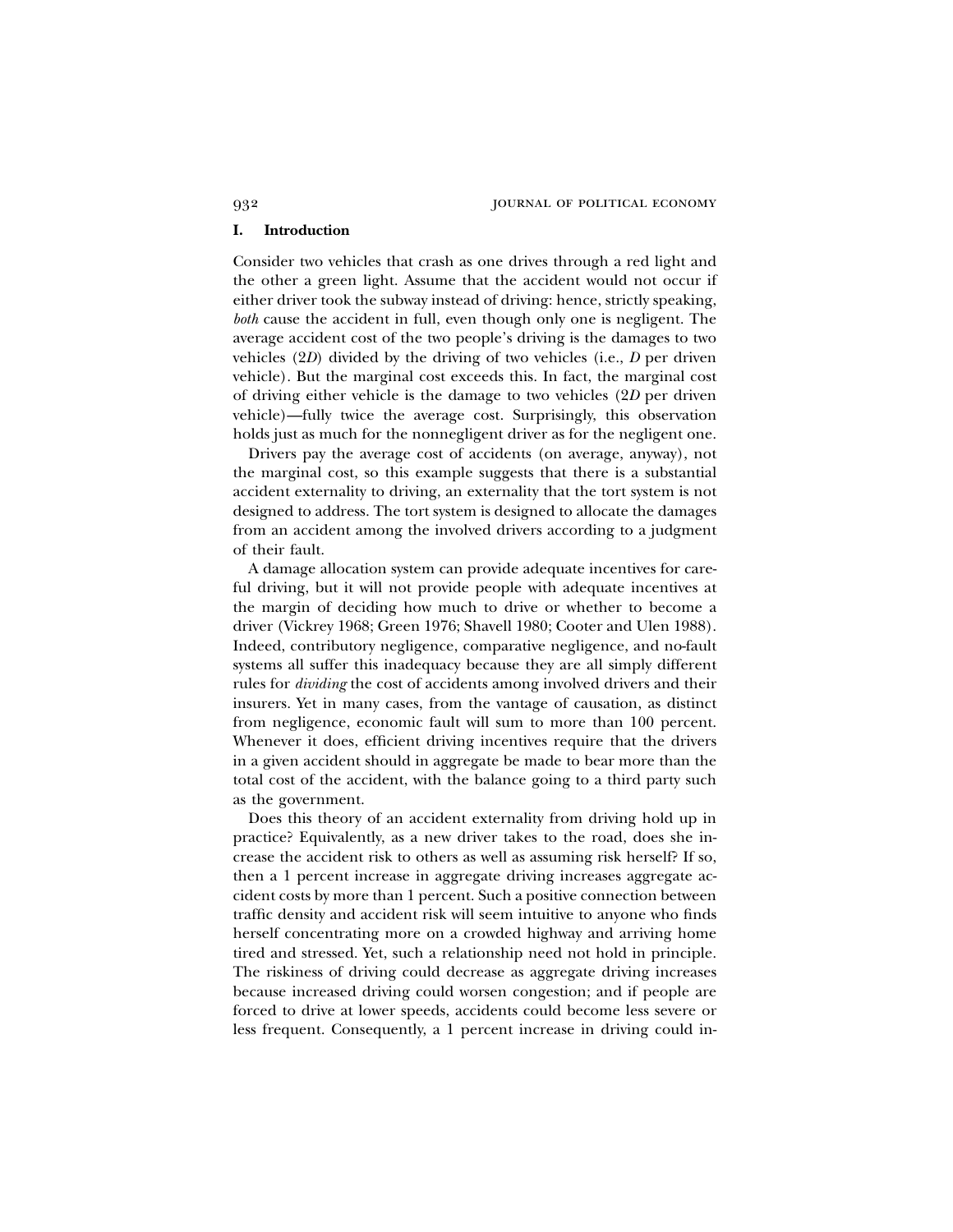## I. Introduction

Consider two vehicles that crash as one drives through a red light and the other a green light. Assume that the accident would not occur if either driver took the subway instead of driving: hence, strictly speaking, *both* cause the accident in full, even though only one is negligent. The average accident cost of the two people's driving is the damages to two vehicles ($2D$) divided by the driving of two vehicles (i.e., $D$ per driven vehicle). But the marginal cost exceeds this. In fact, the marginal cost of driving either vehicle is the damage to two vehicles ($2D$ per driven vehicle)—fully twice the average cost. Surprisingly, this observation holds just as much for the nonnegligent driver as for the negligent one.

Drivers pay the average cost of accidents (on average, anyway), not the marginal cost, so this example suggests that there is a substantial accident externality to driving, an externality that the tort system is not designed to address. The tort system is designed to allocate the damages from an accident among the involved drivers according to a judgment of their fault.

A damage allocation system can provide adequate incentives for careful driving, but it will not provide people with adequate incentives at the margin of deciding how much to drive or whether to become a driver (Vickrey 1968; Green 1976; Shavell 1980; Cooter and Ulen 1988). Indeed, contributory negligence, comparative negligence, and no-fault systems all suffer this inadequacy because they are all simply different rules for *dividing* the cost of accidents among involved drivers and their insurers. Yet in many cases, from the vantage of causation, as distinct from negligence, economic fault will sum to more than 100 percent. Whenever it does, efficient driving incentives require that the drivers in a given accident should in aggregate be made to bear more than the total cost of the accident, with the balance going to a third party such as the government.

Does this theory of an accident externality from driving hold up in practice? Equivalently, as a new driver takes to the road, does she increase the accident risk to others as well as assuming risk herself? If so, then a 1 percent increase in aggregate driving increases aggregate accident costs by more than 1 percent. Such a positive connection between traffic density and accident risk will seem intuitive to anyone who finds herself concentrating more on a crowded highway and arriving home tired and stressed. Yet, such a relationship need not hold in principle. The riskiness of driving could decrease as aggregate driving increases because increased driving could worsen congestion; and if people are forced to drive at lower speeds, accidents could become less severe or less frequent. Consequently, a 1 percent increase in driving could in-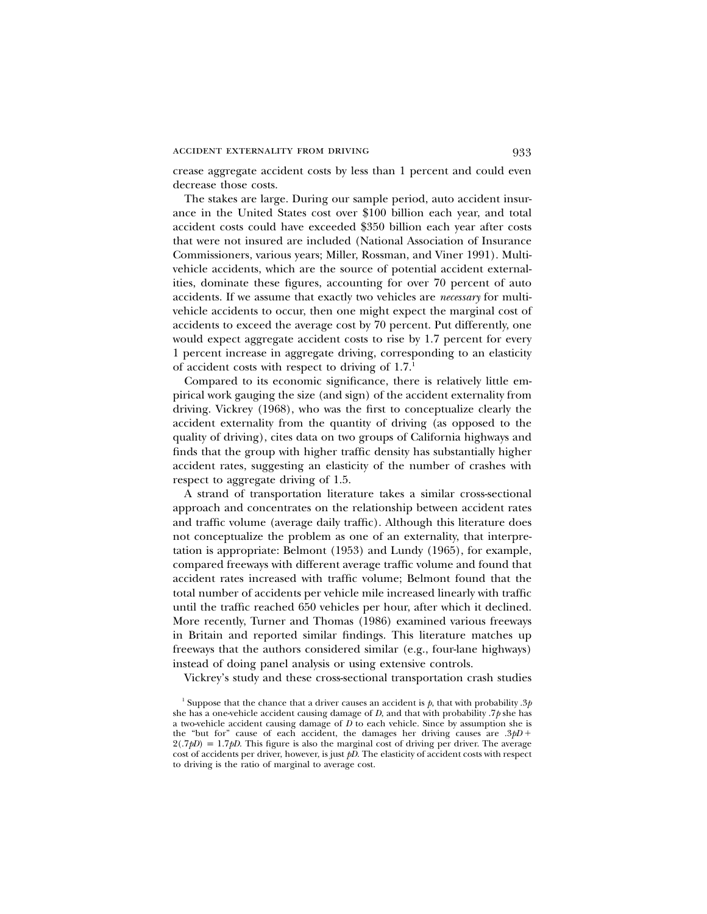crease aggregate accident costs by less than 1 percent and could even decrease those costs.

The stakes are large. During our sample period, auto accident insurance in the United States cost over \$100 billion each year, and total accident costs could have exceeded \$350 billion each year after costs that were not insured are included (National Association of Insurance Commissioners, various years; Miller, Rossman, and Viner 1991). Multivehicle accidents, which are the source of potential accident externalities, dominate these figures, accounting for over 70 percent of auto accidents. If we assume that exactly two vehicles are *necessary* for multivehicle accidents to occur, then one might expect the marginal cost of accidents to exceed the average cost by 70 percent. Put differently, one would expect aggregate accident costs to rise by 1.7 percent for every 1 percent increase in aggregate driving, corresponding to an elasticity of accident costs with respect to driving of 1.7.[1]

Compared to its economic significance, there is relatively little empirical work gauging the size (and sign) of the accident externality from driving. Vickrey (1968), who was the first to conceptualize clearly the accident externality from the quantity of driving (as opposed to the quality of driving), cites data on two groups of California highways and finds that the group with higher traffic density has substantially higher accident rates, suggesting an elasticity of the number of crashes with respect to aggregate driving of 1.5.

A strand of transportation literature takes a similar cross-sectional approach and concentrates on the relationship between accident rates and traffic volume (average daily traffic). Although this literature does not conceptualize the problem as one of an externality, that interpretation is appropriate: Belmont (1953) and Lundy (1965), for example, compared freeways with different average traffic volume and found that accident rates increased with traffic volume; Belmont found that the total number of accidents per vehicle mile increased linearly with traffic until the traffic reached 650 vehicles per hour, after which it declined. More recently, Turner and Thomas (1986) examined various freeways in Britain and reported similar findings. This literature matches up freeways that the authors considered similar (e.g., four-lane highways) instead of doing panel analysis or using extensive controls.

Vickrey's study and these cross-sectional transportation crash studies

[1] Suppose that the chance that a driver causes an accident is $p$, that with probability $.3p$ she has a one-vehicle accident causing damage of $D$, and that with probability $.7p$ she has a two-vehicle accident causing damage of $D$ to each vehicle. Since by assumption she is the "but for" cause of each accident, the damages her driving causes are $.3pD + 2(.7pD) = 1.7pD$. This figure is also the marginal cost of driving per driver. The average cost of accidents per driver, however, is just $pD$. The elasticity of accident costs with respect to driving is the ratio of marginal to average cost.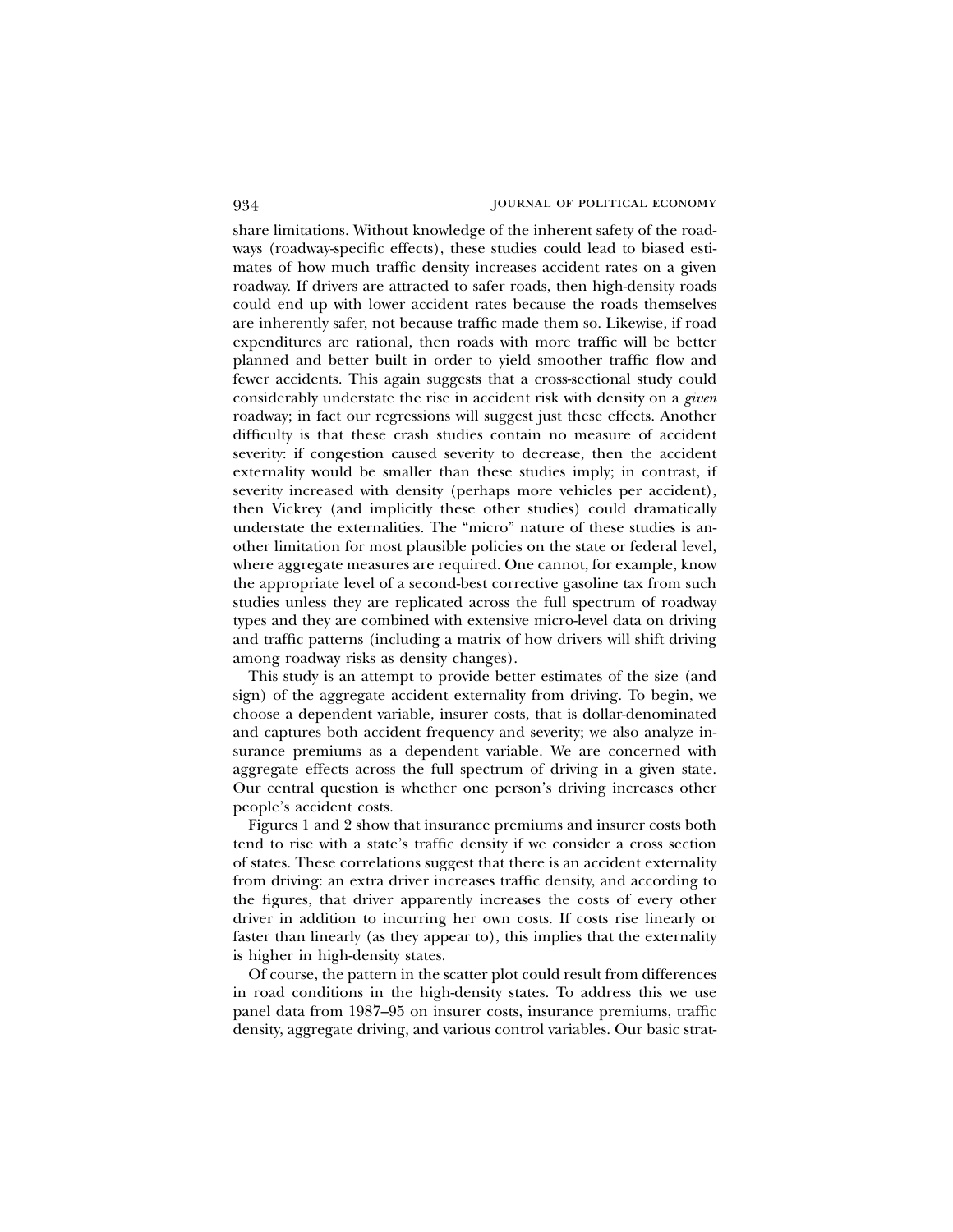share limitations. Without knowledge of the inherent safety of the roadways (roadway-specific effects), these studies could lead to biased estimates of how much traffic density increases accident rates on a given roadway. If drivers are attracted to safer roads, then high-density roads could end up with lower accident rates because the roads themselves are inherently safer, not because traffic made them so. Likewise, if road expenditures are rational, then roads with more traffic will be better planned and better built in order to yield smoother traffic flow and fewer accidents. This again suggests that a cross-sectional study could considerably understate the rise in accident risk with density on a *given* roadway; in fact our regressions will suggest just these effects. Another difficulty is that these crash studies contain no measure of accident severity: if congestion caused severity to decrease, then the accident externality would be smaller than these studies imply; in contrast, if severity increased with density (perhaps more vehicles per accident), then Vickrey (and implicitly these other studies) could dramatically understate the externalities. The "micro" nature of these studies is another limitation for most plausible policies on the state or federal level, where aggregate measures are required. One cannot, for example, know the appropriate level of a second-best corrective gasoline tax from such studies unless they are replicated across the full spectrum of roadway types and they are combined with extensive micro-level data on driving and traffic patterns (including a matrix of how drivers will shift driving among roadway risks as density changes).

This study is an attempt to provide better estimates of the size (and sign) of the aggregate accident externality from driving. To begin, we choose a dependent variable, insurer costs, that is dollar-denominated and captures both accident frequency and severity; we also analyze insurance premiums as a dependent variable. We are concerned with aggregate effects across the full spectrum of driving in a given state. Our central question is whether one person's driving increases other people's accident costs.

Figures 1 and 2 show that insurance premiums and insurer costs both tend to rise with a state's traffic density if we consider a cross section of states. These correlations suggest that there is an accident externality from driving: an extra driver increases traffic density, and according to the figures, that driver apparently increases the costs of every other driver in addition to incurring her own costs. If costs rise linearly or faster than linearly (as they appear to), this implies that the externality is higher in high-density states.

Of course, the pattern in the scatter plot could result from differences in road conditions in the high-density states. To address this we use panel data from 1987–95 on insurer costs, insurance premiums, traffic density, aggregate driving, and various control variables. Our basic strat-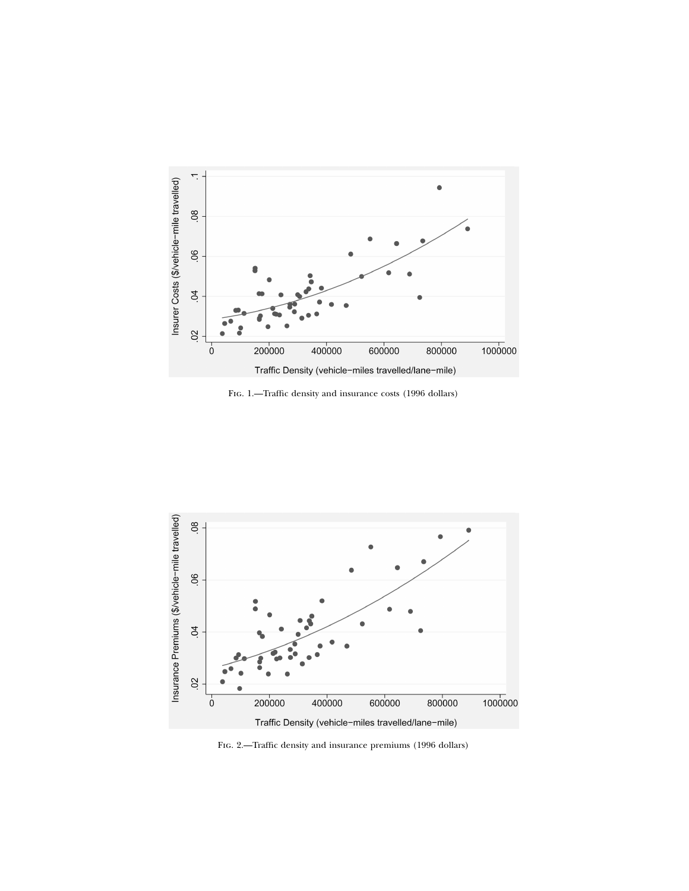Fig. 1.—Traffic density and insurance costs (1996 dollars)

Fig. 2.—Traffic density and insurance premiums (1996 dollars)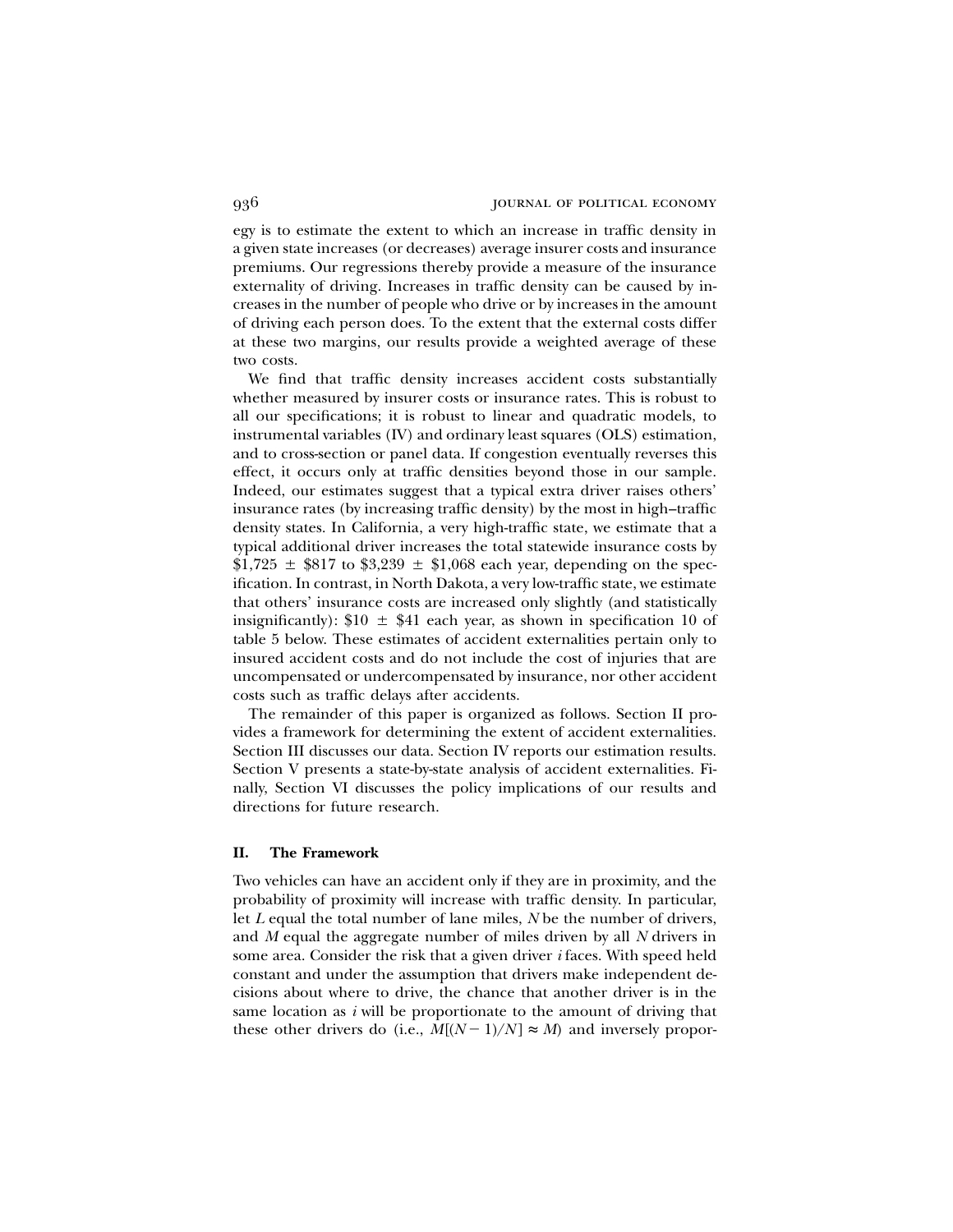egy is to estimate the extent to which an increase in traffic density in a given state increases (or decreases) average insurer costs and insurance premiums. Our regressions thereby provide a measure of the insurance externality of driving. Increases in traffic density can be caused by increases in the number of people who drive or by increases in the amount of driving each person does. To the extent that the external costs differ at these two margins, our results provide a weighted average of these two costs.

We find that traffic density increases accident costs substantially whether measured by insurer costs or insurance rates. This is robust to all our specifications; it is robust to linear and quadratic models, to instrumental variables (IV) and ordinary least squares (OLS) estimation, and to cross-section or panel data. If congestion eventually reverses this effect, it occurs only at traffic densities beyond those in our sample. Indeed, our estimates suggest that a typical extra driver raises others' insurance rates (by increasing traffic density) by the most in high–traffic density states. In California, a very high-traffic state, we estimate that a typical additional driver increases the total statewide insurance costs by $1,725 ± $817 to $3,239 ± $1,068 each year, depending on the specification. In contrast, in North Dakota, a very low-traffic state, we estimate that others' insurance costs are increased only slightly (and statistically insignificantly): $10 ± $41 each year, as shown in specification 10 of table 5 below. These estimates of accident externalities pertain only to insured accident costs and do not include the cost of injuries that are uncompensated or undercompensated by insurance, nor other accident costs such as traffic delays after accidents.

The remainder of this paper is organized as follows. Section II provides a framework for determining the extent of accident externalities. Section III discusses our data. Section IV reports our estimation results. Section V presents a state-by-state analysis of accident externalities. Finally, Section VI discusses the policy implications of our results and directions for future research.

## II. The Framework

Two vehicles can have an accident only if they are in proximity, and the probability of proximity will increase with traffic density. In particular, let $L$ equal the total number of lane miles, $N$ be the number of drivers, and $M$ equal the aggregate number of miles driven by all $N$ drivers in some area. Consider the risk that a given driver $i$ faces. With speed held constant and under the assumption that drivers make independent decisions about where to drive, the chance that another driver is in the same location as $i$ will be proportionate to the amount of driving that these other drivers do (i.e., $M[(N-1)/N] \approx M$) and inversely propor-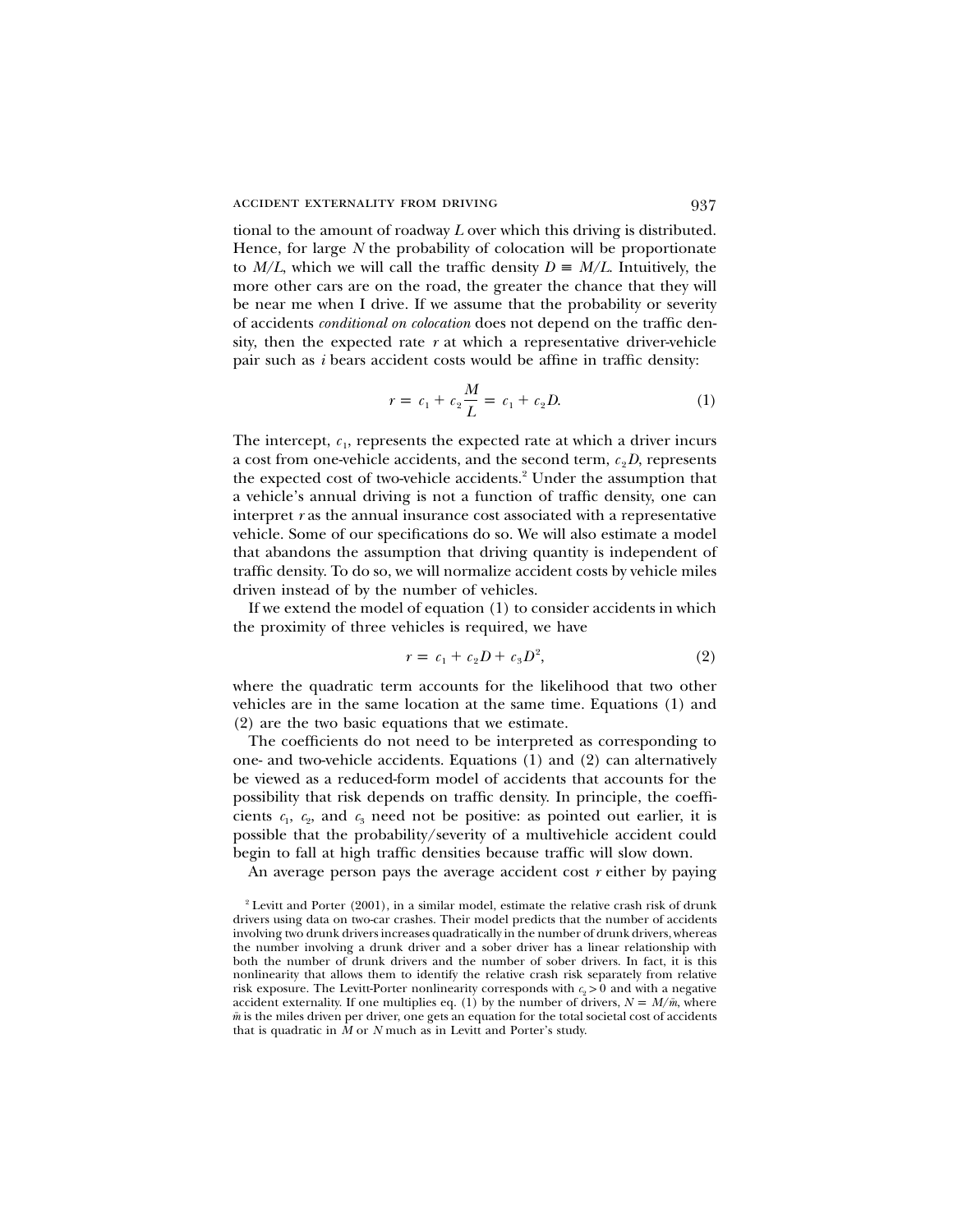tional to the amount of roadway $L$ over which this driving is distributed. Hence, for large $N$ the probability of colocation will be proportionate to $M/L$, which we will call the traffic density $D \equiv M/L$. Intuitively, the more other cars are on the road, the greater the chance that they will be near me when I drive. If we assume that the probability or severity of accidents *conditional on colocation* does not depend on the traffic density, then the expected rate $r$ at which a representative driver-vehicle pair such as $i$ bears accident costs would be affine in traffic density:

$$r = c_1 + c_2 \frac{M}{L} = c_1 + c_2 D. \tag{1}$$

The intercept, $c_1$, represents the expected rate at which a driver incurs a cost from one-vehicle accidents, and the second term, $c_2 D$, represents the expected cost of two-vehicle accidents.[2] Under the assumption that a vehicle's annual driving is not a function of traffic density, one can interpret $r$ as the annual insurance cost associated with a representative vehicle. Some of our specifications do so. We will also estimate a model that abandons the assumption that driving quantity is independent of traffic density. To do so, we will normalize accident costs by vehicle miles driven instead of by the number of vehicles.

If we extend the model of equation (1) to consider accidents in which the proximity of three vehicles is required, we have

$$r = c_1 + c_2 D + c_3 D^2, \tag{2}$$

where the quadratic term accounts for the likelihood that two other vehicles are in the same location at the same time. Equations (1) and (2) are the two basic equations that we estimate.

The coefficients do not need to be interpreted as corresponding to one- and two-vehicle accidents. Equations (1) and (2) can alternatively be viewed as a reduced-form model of accidents that accounts for the possibility that risk depends on traffic density. In principle, the coefficients $c_1$, $c_2$, and $c_3$ need not be positive: as pointed out earlier, it is possible that the probability/severity of a multivehicle accident could begin to fall at high traffic densities because traffic will slow down.

An average person pays the average accident cost $r$ either by paying

[2] Levitt and Porter (2001), in a similar model, estimate the relative crash risk of drunk drivers using data on two-car crashes. Their model predicts that the number of accidents involving two drunk drivers increases quadratically in the number of drunk drivers, whereas the number involving a drunk driver and a sober driver has a linear relationship with both the number of drunk drivers and the number of sober drivers. In fact, it is this nonlinearity that allows them to identify the relative crash risk separately from relative risk exposure. The Levitt-Porter nonlinearity corresponds with $c_2 > 0$ and with a negative accident externality. If one multiplies eq. (1) by the number of drivers, $N = M/\bar{m}$, where $\bar{m}$ is the miles driven per driver, one gets an equation for the total societal cost of accidents that is quadratic in $M$ or $N$ much as in Levitt and Porter's study.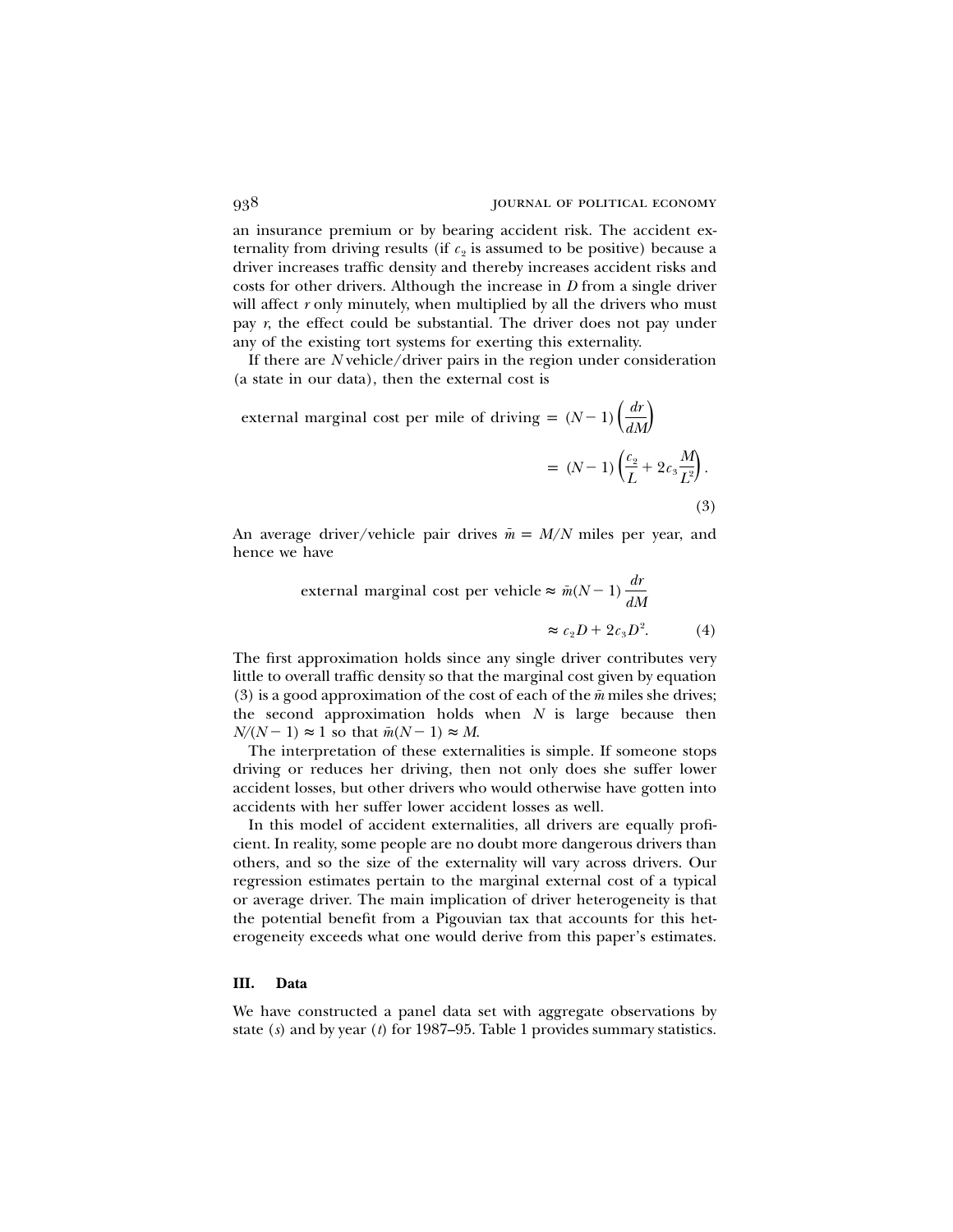an insurance premium or by bearing accident risk. The accident externality from driving results (if $c_2$ is assumed to be positive) because a driver increases traffic density and thereby increases accident risks and costs for other drivers. Although the increase in $D$ from a single driver will affect $r$ only minutely, when multiplied by all the drivers who must pay $r$, the effect could be substantial. The driver does not pay under any of the existing tort systems for exerting this externality.

If there are $N$ vehicle/driver pairs in the region under consideration (a state in our data), then the external cost is

$$\text{external marginal cost per mile of driving} = (N-1)\left(\frac{dr}{dM}\right) = (N-1)\left(\frac{c_2}{L} + 2c_3\frac{M}{L^2}\right). \tag{3}$$

An average driver/vehicle pair drives $\bar{m} = M/N$ miles per year, and hence we have

$$\text{external marginal cost per vehicle} \approx \bar{m}(N-1)\frac{dr}{dM} \approx c_2 D + 2c_3 D^2. \tag{4}$$

The first approximation holds since any single driver contributes very little to overall traffic density so that the marginal cost given by equation (3) is a good approximation of the cost of each of the $\bar{m}$ miles she drives; the second approximation holds when $N$ is large because then $N/(N-1) \approx 1$ so that $\bar{m}(N-1) \approx M$.

The interpretation of these externalities is simple. If someone stops driving or reduces her driving, then not only does she suffer lower accident losses, but other drivers who would otherwise have gotten into accidents with her suffer lower accident losses as well.

In this model of accident externalities, all drivers are equally proficient. In reality, some people are no doubt more dangerous drivers than others, and so the size of the externality will vary across drivers. Our regression estimates pertain to the marginal external cost of a typical or average driver. The main implication of driver heterogeneity is that the potential benefit from a Pigouvian tax that accounts for this heterogeneity exceeds what one would derive from this paper's estimates.

## III. Data

We have constructed a panel data set with aggregate observations by state ($s$) and by year ($t$) for 1987–95. Table 1 provides summary statistics.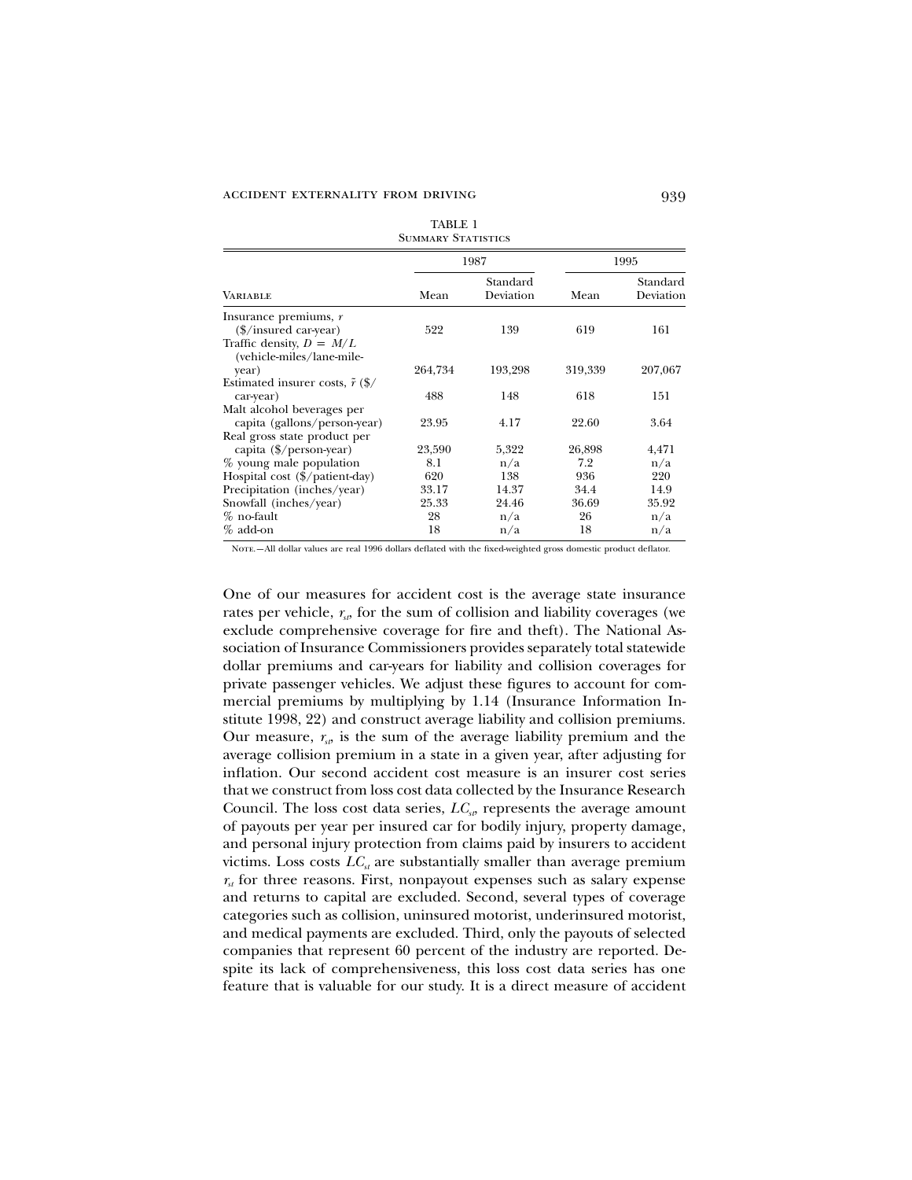TABLE 1
SUMMARY STATISTICS

| VARIABLE | 1987 | | 1995 | |
|---|---|---|---|---|
| | Mean | Standard Deviation | Mean | Standard Deviation |
| Insurance premiums, $r$ ($/insured car-year) | 522 | 139 | 619 | 161 |
| Traffic density, $D = M/L$ (vehicle-miles/lane-mile-year) | 264,734 | 193,298 | 319,339 | 207,067 |
| Estimated insurer costs, $\tilde{r}$ ($/car-year) | 488 | 148 | 618 | 151 |
| Malt alcohol beverages per capita (gallons/person-year) | 23.95 | 4.17 | 22.60 | 3.64 |
| Real gross state product per capita ($/person-year) | 23,590 | 5,322 | 26,898 | 4,471 |
| % young male population | 8.1 | n/a | 7.2 | n/a |
| Hospital cost ($/patient-day) | 620 | 138 | 936 | 220 |
| Precipitation (inches/year) | 33.17 | 14.37 | 34.4 | 14.9 |
| Snowfall (inches/year) | 25.33 | 24.46 | 36.69 | 35.92 |
| % no-fault | 28 | n/a | 26 | n/a |
| % add-on | 18 | n/a | 18 | n/a |

NOTE.—All dollar values are real 1996 dollars deflated with the fixed-weighted gross domestic product deflator.

One of our measures for accident cost is the average state insurance rates per vehicle, $r_{st}$, for the sum of collision and liability coverages (we exclude comprehensive coverage for fire and theft). The National Association of Insurance Commissioners provides separately total statewide dollar premiums and car-years for liability and collision coverages for private passenger vehicles. We adjust these figures to account for commercial premiums by multiplying by 1.14 (Insurance Information Institute 1998, 22) and construct average liability and collision premiums. Our measure, $r_{st}$, is the sum of the average liability premium and the average collision premium in a state in a given year, after adjusting for inflation. Our second accident cost measure is an insurer cost series that we construct from loss cost data collected by the Insurance Research Council. The loss cost data series, $LC_{st}$, represents the average amount of payouts per year per insured car for bodily injury, property damage, and personal injury protection from claims paid by insurers to accident victims. Loss costs $LC_{st}$ are substantially smaller than average premium $r_{st}$ for three reasons. First, nonpayout expenses such as salary expense and returns to capital are excluded. Second, several types of coverage categories such as collision, uninsured motorist, underinsured motorist, and medical payments are excluded. Third, only the payouts of selected companies that represent 60 percent of the industry are reported. Despite its lack of comprehensiveness, this loss cost data series has one feature that is valuable for our study. It is a direct measure of accident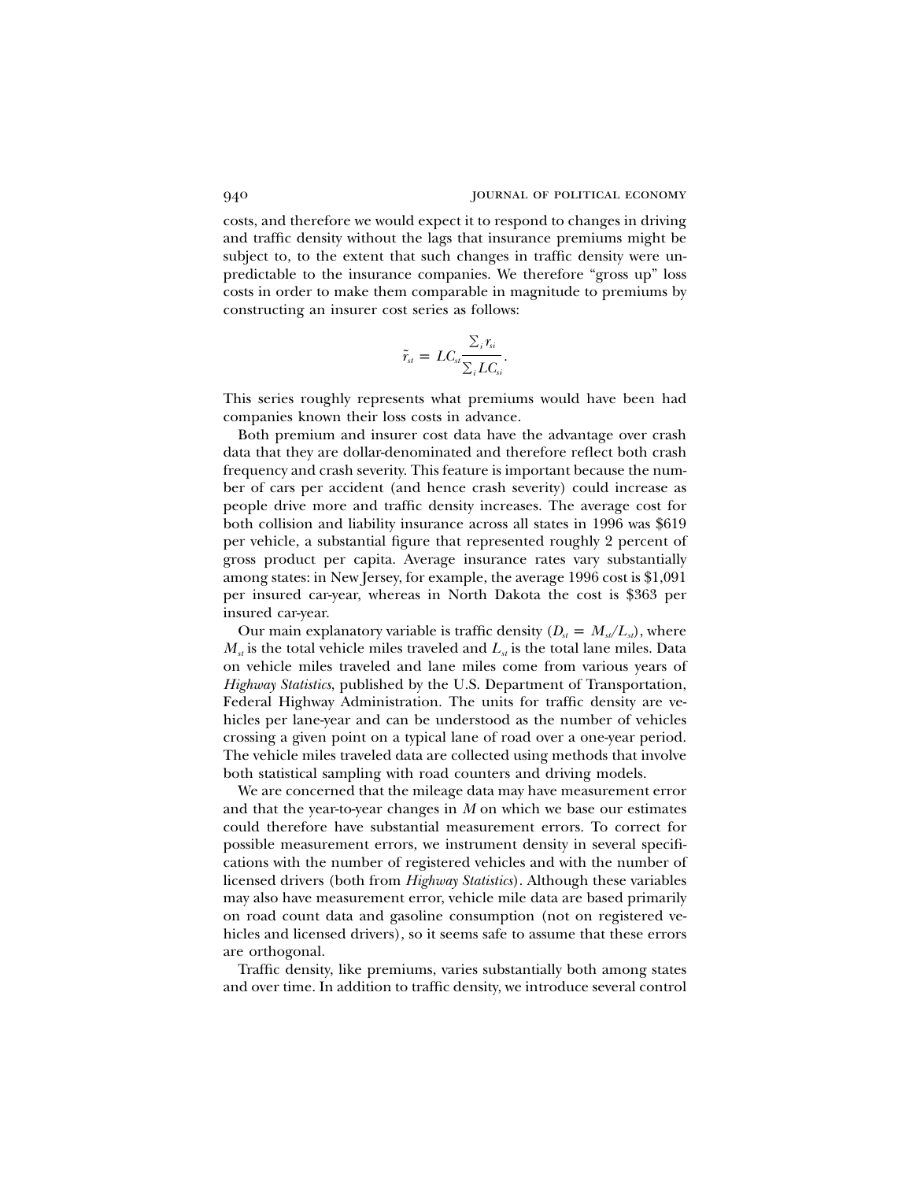costs, and therefore we would expect it to respond to changes in driving and traffic density without the lags that insurance premiums might be subject to, to the extent that such changes in traffic density were unpredictable to the insurance companies. We therefore "gross up" loss costs in order to make them comparable in magnitude to premiums by constructing an insurer cost series as follows:

$$\tilde{r}_{st} = LC_{st}\frac{\sum_i r_{si}}{\sum_i LC_{si}}.$$

This series roughly represents what premiums would have been had companies known their loss costs in advance.

Both premium and insurer cost data have the advantage over crash data that they are dollar-denominated and therefore reflect both crash frequency and crash severity. This feature is important because the number of cars per accident (and hence crash severity) could increase as people drive more and traffic density increases. The average cost for both collision and liability insurance across all states in 1996 was $619 per vehicle, a substantial figure that represented roughly 2 percent of gross product per capita. Average insurance rates vary substantially among states: in New Jersey, for example, the average 1996 cost is $1,091 per insured car-year, whereas in North Dakota the cost is $363 per insured car-year.

Our main explanatory variable is traffic density ($D_{st} = M_{st}/L_{st}$), where $M_{st}$ is the total vehicle miles traveled and $L_{st}$ is the total lane miles. Data on vehicle miles traveled and lane miles come from various years of *Highway Statistics*, published by the U.S. Department of Transportation, Federal Highway Administration. The units for traffic density are vehicles per lane-year and can be understood as the number of vehicles crossing a given point on a typical lane of road over a one-year period. The vehicle miles traveled data are collected using methods that involve both statistical sampling with road counters and driving models.

We are concerned that the mileage data may have measurement error and that the year-to-year changes in $M$ on which we base our estimates could therefore have substantial measurement errors. To correct for possible measurement errors, we instrument density in several specifications with the number of registered vehicles and with the number of licensed drivers (both from *Highway Statistics*). Although these variables may also have measurement error, vehicle mile data are based primarily on road count data and gasoline consumption (not on registered vehicles and licensed drivers), so it seems safe to assume that these errors are orthogonal.

Traffic density, like premiums, varies substantially both among states and over time. In addition to traffic density, we introduce several control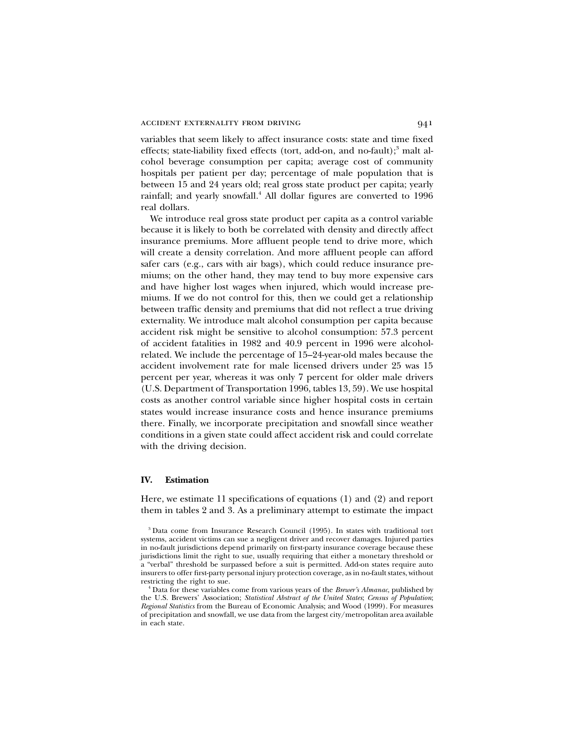variables that seem likely to affect insurance costs: state and time fixed effects; state-liability fixed effects (tort, add-on, and no-fault);[3] malt alcohol beverage consumption per capita; average cost of community hospitals per patient per day; percentage of male population that is between 15 and 24 years old; real gross state product per capita; yearly rainfall; and yearly snowfall.[4] All dollar figures are converted to 1996 real dollars.

We introduce real gross state product per capita as a control variable because it is likely to both be correlated with density and directly affect insurance premiums. More affluent people tend to drive more, which will create a density correlation. And more affluent people can afford safer cars (e.g., cars with air bags), which could reduce insurance premiums; on the other hand, they may tend to buy more expensive cars and have higher lost wages when injured, which would increase premiums. If we do not control for this, then we could get a relationship between traffic density and premiums that did not reflect a true driving externality. We introduce malt alcohol consumption per capita because accident risk might be sensitive to alcohol consumption: 57.3 percent of accident fatalities in 1982 and 40.9 percent in 1996 were alcohol-related. We include the percentage of 15–24-year-old males because the accident involvement rate for male licensed drivers under 25 was 15 percent per year, whereas it was only 7 percent for older male drivers (U.S. Department of Transportation 1996, tables 13, 59). We use hospital costs as another control variable since higher hospital costs in certain states would increase insurance costs and hence insurance premiums there. Finally, we incorporate precipitation and snowfall since weather conditions in a given state could affect accident risk and could correlate with the driving decision.

## IV. Estimation

Here, we estimate 11 specifications of equations (1) and (2) and report them in tables 2 and 3. As a preliminary attempt to estimate the impact

[3] Data come from Insurance Research Council (1995). In states with traditional tort systems, accident victims can sue a negligent driver and recover damages. Injured parties in no-fault jurisdictions depend primarily on first-party insurance coverage because these jurisdictions limit the right to sue, usually requiring that either a monetary threshold or a "verbal" threshold be surpassed before a suit is permitted. Add-on states require auto insurers to offer first-party personal injury protection coverage, as in no-fault states, without restricting the right to sue.

[4] Data for these variables come from various years of the *Brewer's Almanac*, published by the U.S. Brewers' Association; *Statistical Abstract of the United States*; *Census of Population*; *Regional Statistics* from the Bureau of Economic Analysis; and Wood (1999). For measures of precipitation and snowfall, we use data from the largest city/metropolitan area available in each state.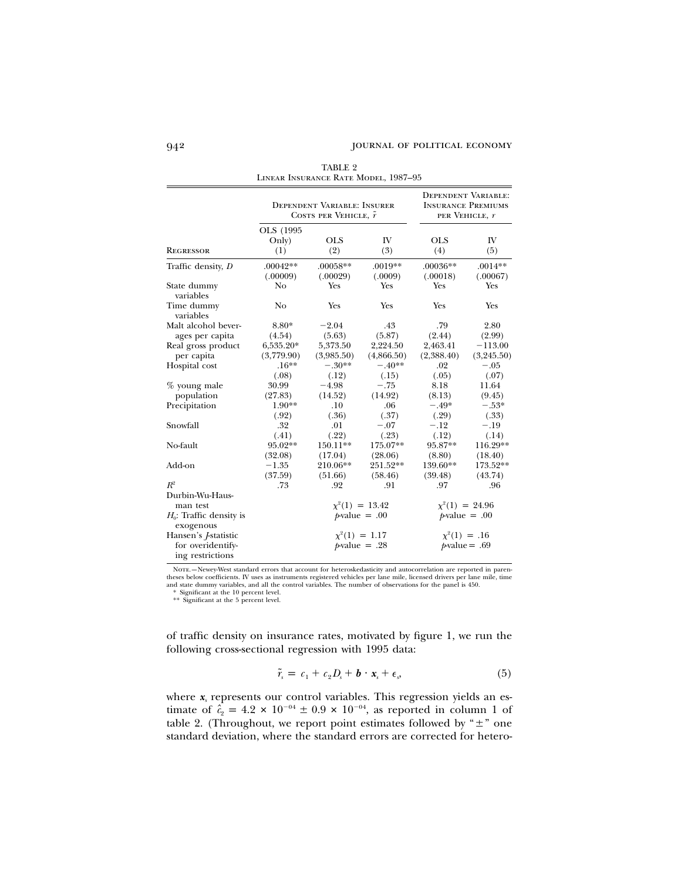TABLE 2
Linear Insurance Rate Model, 1987–95

| Regressor | Dependent Variable: Insurer Costs per Vehicle, $\tilde{r}$ | | | Dependent Variable: Insurance Premiums per Vehicle, $r$ | |
|---|---|---|---|---|---|
| | OLS (1995 Only) (1) | OLS (2) | IV (3) | OLS (4) | IV (5) |
| Traffic density, $D$ | .00042** | .00058** | .0019** | .00036** | .0014** |
| | (.00009) | (.00029) | (.0009) | (.00018) | (.00067) |
| State dummy variables | No | Yes | Yes | Yes | Yes |
| Time dummy variables | No | Yes | Yes | Yes | Yes |
| Malt alcohol beverages per capita | 8.80* | −2.04 | .43 | .79 | 2.80 |
| | (4.54) | (5.63) | (5.87) | (2.44) | (2.99) |
| Real gross product per capita | 6,535.20* | 5,373.50 | 2,224.50 | 2,463.41 | −113.00 |
| | (3,779.90) | (3,985.50) | (4,866.50) | (2,388.40) | (3,245.50) |
| Hospital cost | .16** | −.30** | −.40** | .02 | −.05 |
| | (.08) | (.12) | (.15) | (.05) | (.07) |
| % young male population | 30.99 | −4.98 | −.75 | 8.18 | 11.64 |
| | (27.83) | (14.52) | (14.92) | (8.13) | (9.45) |
| Precipitation | 1.90** | .10 | .06 | −.49* | −.53* |
| | (.92) | (.36) | (.37) | (.29) | (.33) |
| Snowfall | .32 | .01 | −.07 | −.12 | −.19 |
| | (.41) | (.22) | (.23) | (.12) | (.14) |
| No-fault | 95.02** | 150.11** | 175.07** | 95.87** | 116.29** |
| | (32.08) | (17.04) | (28.06) | (8.80) | (18.40) |
| Add-on | −1.35 | 210.06** | 251.52** | 139.60** | 173.52** |
| | (37.59) | (51.66) | (58.46) | (39.48) | (43.74) |
| $R^2$ | .73 | .92 | .91 | .97 | .96 |
| Durbin-Wu-Hausman test | | $\chi^2(1) = 13.42$ | | $\chi^2(1) = 24.96$ | |
| $H_0$: Traffic density is exogenous | | $p$-value = .00 | | $p$-value = .00 | |
| Hansen's $J$-statistic for overidentifying restrictions | | $\chi^2(1) = 1.17$ | | $\chi^2(1) = .16$ | |
| | | $p$-value = .28 | | $p$-value = .69 | |

Note.—Newey-West standard errors that account for heteroskedasticity and autocorrelation are reported in parentheses below coefficients. IV uses as instruments registered vehicles per lane mile, licensed drivers per lane mile, time and state dummy variables, and all the control variables. The number of observations for the panel is 450.
\* Significant at the 10 percent level.
\*\* Significant at the 5 percent level.

of traffic density on insurance rates, motivated by figure 1, we run the following cross-sectional regression with 1995 data:

$$\tilde{r}_s = c_1 + c_2 D_s + \boldsymbol{b} \cdot \boldsymbol{x}_s + \epsilon_s, \tag{5}$$

where $\boldsymbol{x}_s$ represents our control variables. This regression yields an estimate of $\hat{c}_2 = 4.2 \times 10^{-04} \pm 0.9 \times 10^{-04}$, as reported in column 1 of table 2. (Throughout, we report point estimates followed by "±" one standard deviation, where the standard errors are corrected for hetero-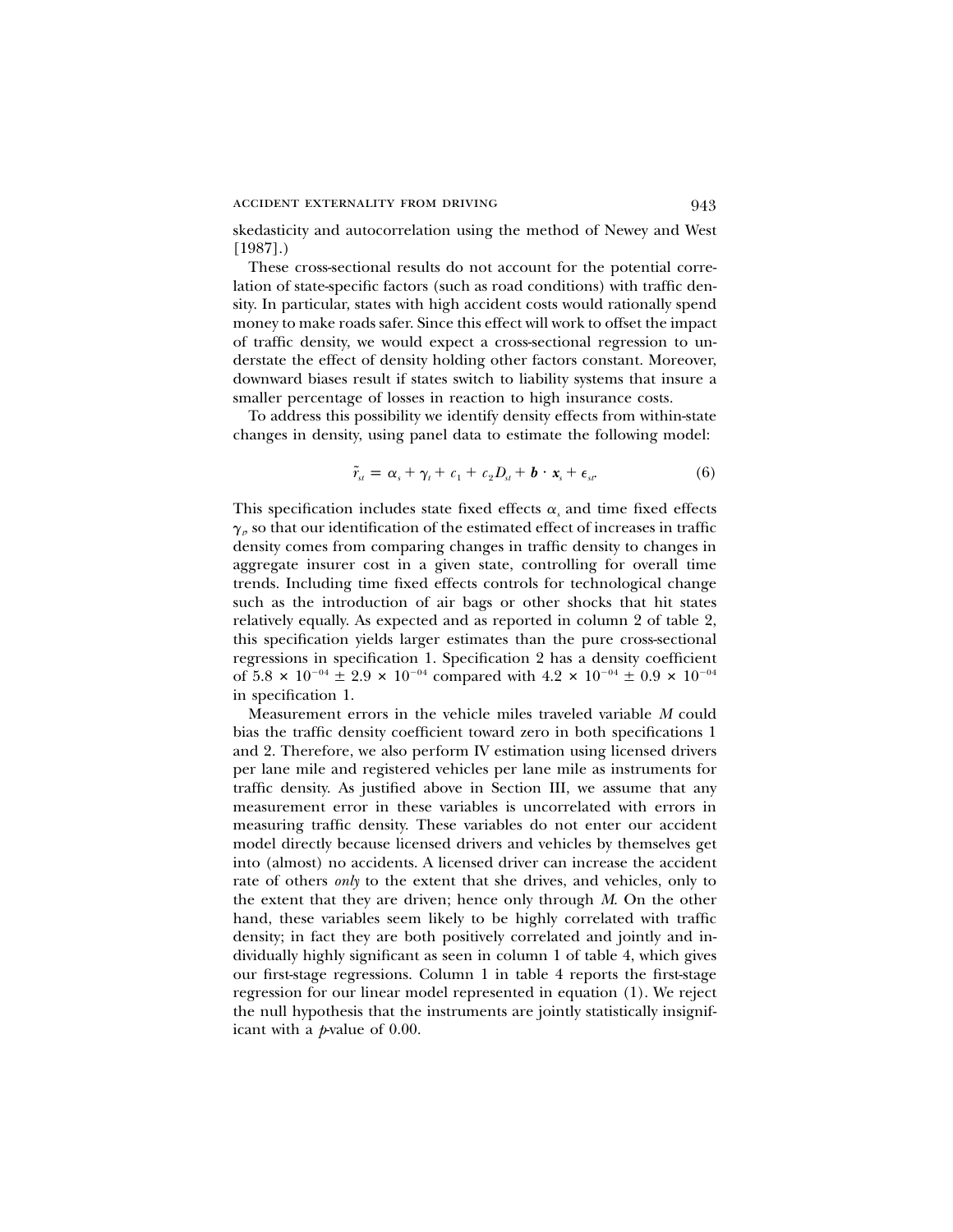skedasticity and autocorrelation using the method of Newey and West [1987].)

These cross-sectional results do not account for the potential correlation of state-specific factors (such as road conditions) with traffic density. In particular, states with high accident costs would rationally spend money to make roads safer. Since this effect will work to offset the impact of traffic density, we would expect a cross-sectional regression to understate the effect of density holding other factors constant. Moreover, downward biases result if states switch to liability systems that insure a smaller percentage of losses in reaction to high insurance costs.

To address this possibility we identify density effects from within-state changes in density, using panel data to estimate the following model:

$$\tilde{r}_{st} = \alpha_s + \gamma_t + c_1 + c_2 D_{st} + \boldsymbol{b} \cdot \boldsymbol{x}_s + \epsilon_{st}. \tag{6}$$

This specification includes state fixed effects $\alpha_s$ and time fixed effects $\gamma_t$, so that our identification of the estimated effect of increases in traffic density comes from comparing changes in traffic density to changes in aggregate insurer cost in a given state, controlling for overall time trends. Including time fixed effects controls for technological change such as the introduction of air bags or other shocks that hit states relatively equally. As expected and as reported in column 2 of table 2, this specification yields larger estimates than the pure cross-sectional regressions in specification 1. Specification 2 has a density coefficient of $5.8 \times 10^{-04} \pm 2.9 \times 10^{-04}$ compared with $4.2 \times 10^{-04} \pm 0.9 \times 10^{-04}$ in specification 1.

Measurement errors in the vehicle miles traveled variable $M$ could bias the traffic density coefficient toward zero in both specifications 1 and 2. Therefore, we also perform IV estimation using licensed drivers per lane mile and registered vehicles per lane mile as instruments for traffic density. As justified above in Section III, we assume that any measurement error in these variables is uncorrelated with errors in measuring traffic density. These variables do not enter our accident model directly because licensed drivers and vehicles by themselves get into (almost) no accidents. A licensed driver can increase the accident rate of others *only* to the extent that she drives, and vehicles, only to the extent that they are driven; hence only through $M$. On the other hand, these variables seem likely to be highly correlated with traffic density; in fact they are both positively correlated and jointly and individually highly significant as seen in column 1 of table 4, which gives our first-stage regressions. Column 1 in table 4 reports the first-stage regression for our linear model represented in equation (1). We reject the null hypothesis that the instruments are jointly statistically insignificant with a $p$-value of 0.00.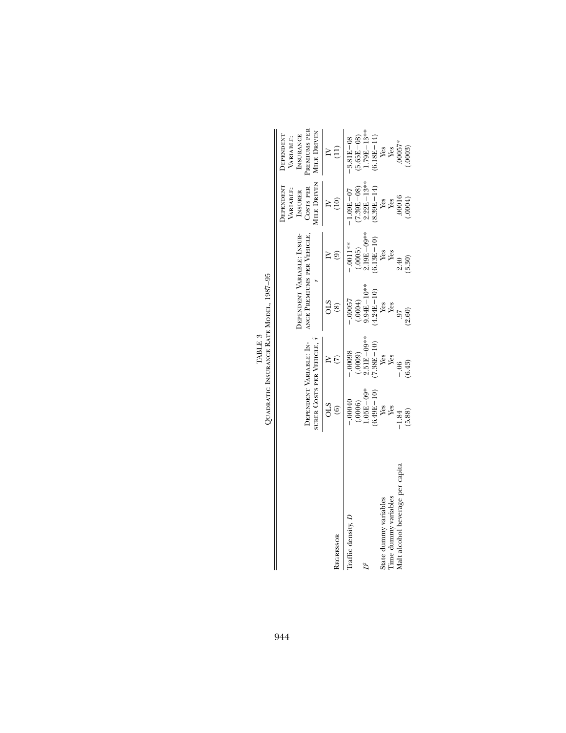TABLE 3

Quadratic Insurance Rate Model, 1987–95

| Regressor | Dependent Variable: Insurer Costs per Vehicle, $\tilde{r}$ | | Dependent Variable: Insurance Premiums per Vehicle, $r$ | | Dependent Variable: Insurer Costs per Mile Driven | Dependent Variable: Insurance Premiums per Mile Driven |
|---|---|---|---|---|---|---|
| | OLS (6) | IV (7) | OLS (8) | IV (9) | IV (10) | IV (11) |
| Traffic density, $D$ | −.00040 | −.00098 | −.00057 | −.0011** | −1.09E−07 | −3.81E−08 |
| | (.0006) | (.0009) | (.0004) | (.0005) | (7.39E−08) | (5.65E−08) |
| $D^2$ | 1.05E−09* | 2.51E−09** | 9.94E−10** | 2.19E−09** | 2.22E−13** | 1.79E−13** |
| | (6.49E−10) | (7.38E−10) | (4.24E−10) | (6.13E−10) | (8.39E−14) | (6.18E−14) |
| State dummy variables | Yes | Yes | Yes | Yes | Yes | Yes |
| Time dummy variables | Yes | Yes | Yes | Yes | Yes | Yes |
| Malt alcohol beverage per capita | −1.84 | −.06 | .97 | 2.40 | .00016 | .00057* |
| | (5.88) | (6.43) | (2.60) | (3.30) | (.0004) | (.0003) |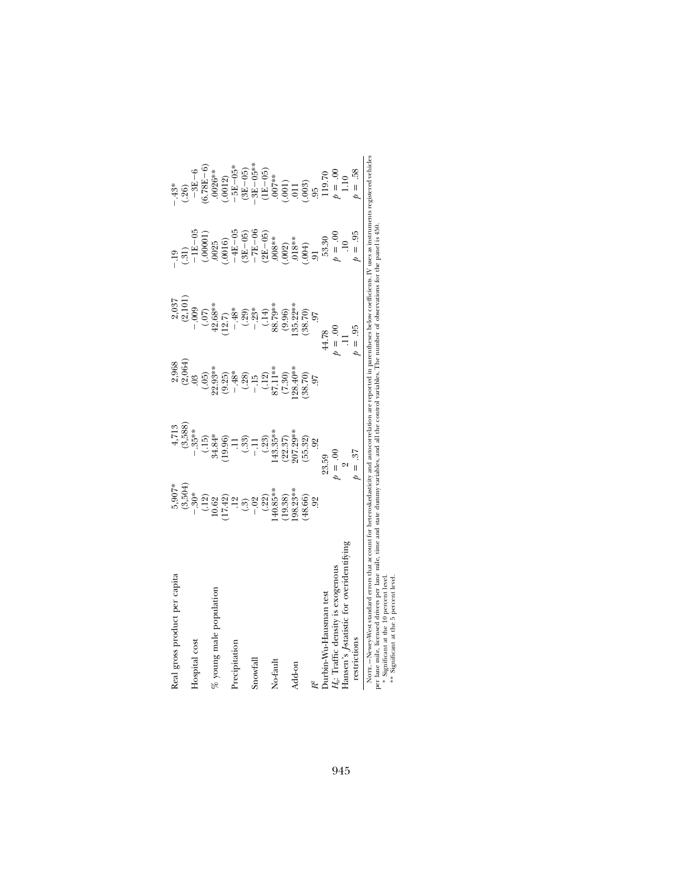| | | | | | | |
|---|---|---|---|---|---|---|
| Real gross product per capita | 5,907* | 4,713 | 2,968 | 2,037 | −.19 | −.43* |
| | (3,504) | (3,588) | (2,064) | (2,101) | (.31) | (.26) |
| Hospital cost | −.30* | −.35** | .03 | −.009 | −1E−05 | −3E−6 |
| | (.12) | (.15) | (.05) | (.07) | (.00001) | (6.78E−6) |
| % young male population | 10.62 | 34.84* | 22.93** | 42.68** | .0025 | .0026** |
| | (17.42) | (19.96) | (9.25) | (12.7) | (.0016) | (.0012) |
| Precipitation | .12 | .11 | −.48* | −.48* | −4E−05 | −5E−05* |
| | (.3) | (.33) | (.28) | (.29) | (3E−05) | (3E−05) |
| Snowfall | −.02 | −.11 | −.15 | −.23* | −7E−06 | −3E−05** |
| | (.22) | (.23) | (.12) | (.14) | (2E−05) | (1E−05) |
| No-fault | 140.85** | 143.35** | 87.11** | 88.79** | .008** | .007** |
| | (19.38) | (22.37) | (7.30) | (9.96) | (.002) | (.001) |
| Add-on | 198.23** | 207.29** | 128.40** | 135.22** | .018** | .011 |
| | (48.66) | (55.32) | (38.70) | (38.70) | (.004) | (.003) |
| $R^2$ | .92 | .92 | .97 | .97 | .91 | .95 |
| Durbin-Wu-Hausman test | | 23.59 | | 44.78 | 53.30 | 119.70 |
| $H_0$: Traffic density is exogenous | | $p = .00$ | | $p = .00$ | $p = .00$ | $p = .00$ |
| Hansen's $J$-statistic for overidentifying | | 2 | | .11 | .10 | 1.10 |
| restrictions | | $p = .37$ | | $p = .95$ | $p = .95$ | $p = .58$ |

Note.—Newey-West standard errors that account for heteroskedasticity and autocorrelation are reported in parentheses below coefficients. IV uses as instruments registered vehicles per lane mile, licensed drivers per lane mile, time and state dummy variables, and all the control variables. The number of observations for the panel is 450.

\* Significant at the 10 percent level.

\*\* Significant at the 5 percent level.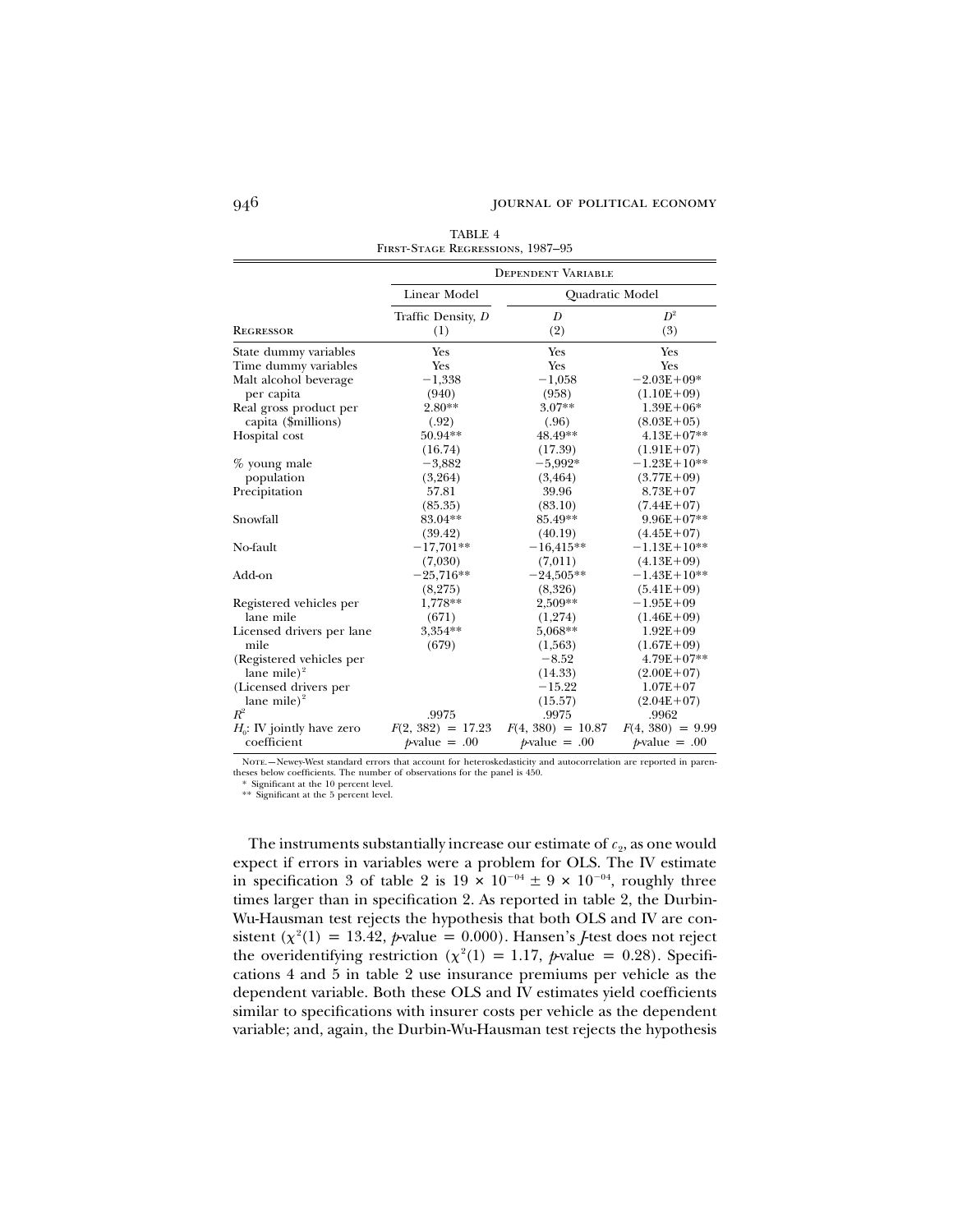TABLE 4

First-Stage Regressions, 1987–95

| Regressor | Dependent Variable | | |
|---|---|---|---|
| | Linear Model | Quadratic Model | |
| | Traffic Density, $D$ (1) | $D$ (2) | $D^2$ (3) |
| State dummy variables | Yes | Yes | Yes |
| Time dummy variables | Yes | Yes | Yes |
| Malt alcohol beverage per capita | −1,338 (940) | −1,058 (958) | −2.03E+09* (1.10E+09) |
| Real gross product per capita ($millions) | 2.80** (.92) | 3.07** (.96) | 1.39E+06* (8.03E+05) |
| Hospital cost | 50.94** (16.74) | 48.49** (17.39) | 4.13E+07** (1.91E+07) |
| % young male population | −3,882 (3,264) | −5,992* (3,464) | −1.23E+10** (3.77E+09) |
| Precipitation | 57.81 (85.35) | 39.96 (83.10) | 8.73E+07 (7.44E+07) |
| Snowfall | 83.04** (39.42) | 85.49** (40.19) | 9.96E+07** (4.45E+07) |
| No-fault | −17,701** (7,030) | −16,415** (7,011) | −1.13E+10** (4.13E+09) |
| Add-on | −25,716** (8,275) | −24,505** (8,326) | −1.43E+10** (5.41E+09) |
| Registered vehicles per lane mile | 1,778** (671) | 2,509** (1,274) | −1.95E+09 (1.46E+09) |
| Licensed drivers per lane mile | 3,354** (679) | 5,068** (1,563) | 1.92E+09 (1.67E+09) |
| (Registered vehicles per lane mile)$^2$ | | −8.52 (14.33) | 4.79E+07** (2.00E+07) |
| (Licensed drivers per lane mile)$^2$ | | −15.22 (15.57) | 1.07E+07 (2.04E+07) |
| $R^2$ | .9975 | .9975 | .9962 |
| $H_0$: IV jointly have zero coefficient | $F(2, 382) = 17.23$ $p$-value = .00 | $F(4, 380) = 10.87$ $p$-value = .00 | $F(4, 380) = 9.99$ $p$-value = .00 |

Note.—Newey-West standard errors that account for heteroskedasticity and autocorrelation are reported in parentheses below coefficients. The number of observations for the panel is 450.

\* Significant at the 10 percent level.

\*\* Significant at the 5 percent level.

The instruments substantially increase our estimate of $c_2$, as one would expect if errors in variables were a problem for OLS. The IV estimate in specification 3 of table 2 is $19 \times 10^{-04} \pm 9 \times 10^{-04}$, roughly three times larger than in specification 2. As reported in table 2, the Durbin-Wu-Hausman test rejects the hypothesis that both OLS and IV are consistent ($\chi^2(1) = 13.42$, $p$-value = 0.000). Hansen's $J$-test does not reject the overidentifying restriction ($\chi^2(1) = 1.17$, $p$-value = 0.28). Specifications 4 and 5 in table 2 use insurance premiums per vehicle as the dependent variable. Both these OLS and IV estimates yield coefficients similar to specifications with insurer costs per vehicle as the dependent variable; and, again, the Durbin-Wu-Hausman test rejects the hypothesis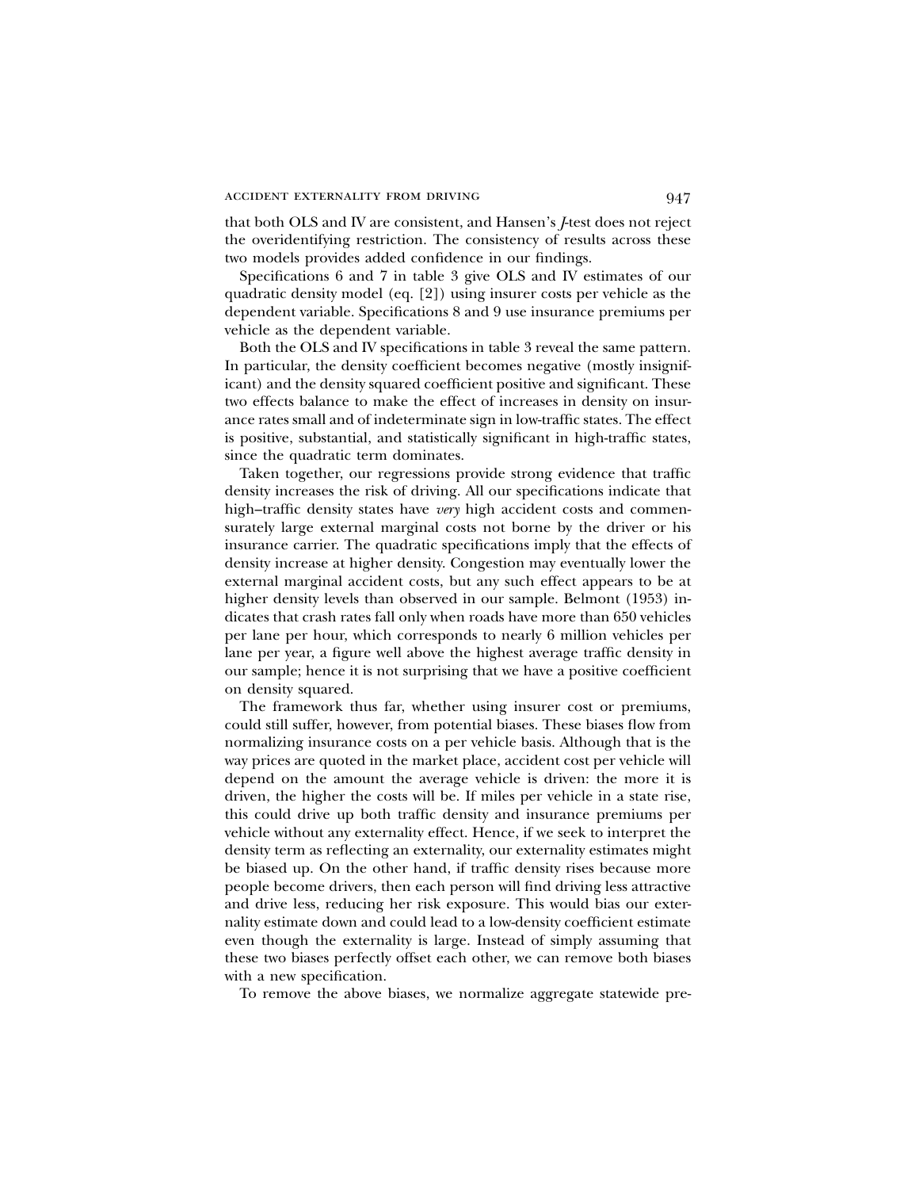that both OLS and IV are consistent, and Hansen's *J*-test does not reject the overidentifying restriction. The consistency of results across these two models provides added confidence in our findings.

Specifications 6 and 7 in table 3 give OLS and IV estimates of our quadratic density model (eq. [2]) using insurer costs per vehicle as the dependent variable. Specifications 8 and 9 use insurance premiums per vehicle as the dependent variable.

Both the OLS and IV specifications in table 3 reveal the same pattern. In particular, the density coefficient becomes negative (mostly insignificant) and the density squared coefficient positive and significant. These two effects balance to make the effect of increases in density on insurance rates small and of indeterminate sign in low-traffic states. The effect is positive, substantial, and statistically significant in high-traffic states, since the quadratic term dominates.

Taken together, our regressions provide strong evidence that traffic density increases the risk of driving. All our specifications indicate that high–traffic density states have *very* high accident costs and commensurately large external marginal costs not borne by the driver or his insurance carrier. The quadratic specifications imply that the effects of density increase at higher density. Congestion may eventually lower the external marginal accident costs, but any such effect appears to be at higher density levels than observed in our sample. Belmont (1953) indicates that crash rates fall only when roads have more than 650 vehicles per lane per hour, which corresponds to nearly 6 million vehicles per lane per year, a figure well above the highest average traffic density in our sample; hence it is not surprising that we have a positive coefficient on density squared.

The framework thus far, whether using insurer cost or premiums, could still suffer, however, from potential biases. These biases flow from normalizing insurance costs on a per vehicle basis. Although that is the way prices are quoted in the market place, accident cost per vehicle will depend on the amount the average vehicle is driven: the more it is driven, the higher the costs will be. If miles per vehicle in a state rise, this could drive up both traffic density and insurance premiums per vehicle without any externality effect. Hence, if we seek to interpret the density term as reflecting an externality, our externality estimates might be biased up. On the other hand, if traffic density rises because more people become drivers, then each person will find driving less attractive and drive less, reducing her risk exposure. This would bias our externality estimate down and could lead to a low-density coefficient estimate even though the externality is large. Instead of simply assuming that these two biases perfectly offset each other, we can remove both biases with a new specification.

To remove the above biases, we normalize aggregate statewide pre-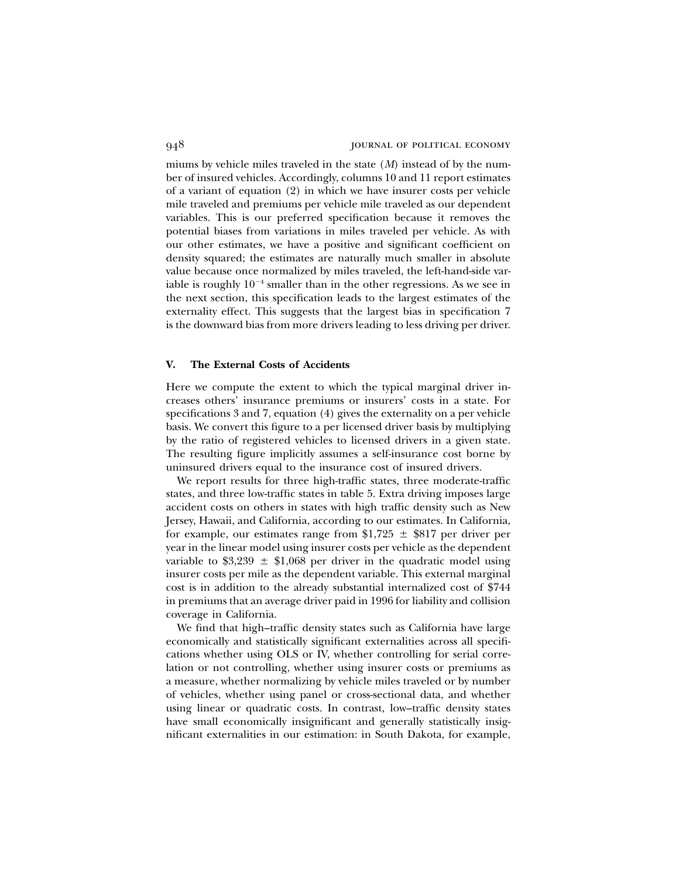miums by vehicle miles traveled in the state ($M$) instead of by the number of insured vehicles. Accordingly, columns 10 and 11 report estimates of a variant of equation (2) in which we have insurer costs per vehicle mile traveled and premiums per vehicle mile traveled as our dependent variables. This is our preferred specification because it removes the potential biases from variations in miles traveled per vehicle. As with our other estimates, we have a positive and significant coefficient on density squared; the estimates are naturally much smaller in absolute value because once normalized by miles traveled, the left-hand-side variable is roughly $10^{-4}$ smaller than in the other regressions. As we see in the next section, this specification leads to the largest estimates of the externality effect. This suggests that the largest bias in specification 7 is the downward bias from more drivers leading to less driving per driver.

## V. The External Costs of Accidents

Here we compute the extent to which the typical marginal driver increases others' insurance premiums or insurers' costs in a state. For specifications 3 and 7, equation (4) gives the externality on a per vehicle basis. We convert this figure to a per licensed driver basis by multiplying by the ratio of registered vehicles to licensed drivers in a given state. The resulting figure implicitly assumes a self-insurance cost borne by uninsured drivers equal to the insurance cost of insured drivers.

We report results for three high-traffic states, three moderate-traffic states, and three low-traffic states in table 5. Extra driving imposes large accident costs on others in states with high traffic density such as New Jersey, Hawaii, and California, according to our estimates. In California, for example, our estimates range from \$1,725 $\pm$ \$817 per driver per year in the linear model using insurer costs per vehicle as the dependent variable to \$3,239 $\pm$ \$1,068 per driver in the quadratic model using insurer costs per mile as the dependent variable. This external marginal cost is in addition to the already substantial internalized cost of \$744 in premiums that an average driver paid in 1996 for liability and collision coverage in California.

We find that high–traffic density states such as California have large economically and statistically significant externalities across all specifications whether using OLS or IV, whether controlling for serial correlation or not controlling, whether using insurer costs or premiums as a measure, whether normalizing by vehicle miles traveled or by number of vehicles, whether using panel or cross-sectional data, and whether using linear or quadratic costs. In contrast, low–traffic density states have small economically insignificant and generally statistically insignificant externalities in our estimation: in South Dakota, for example,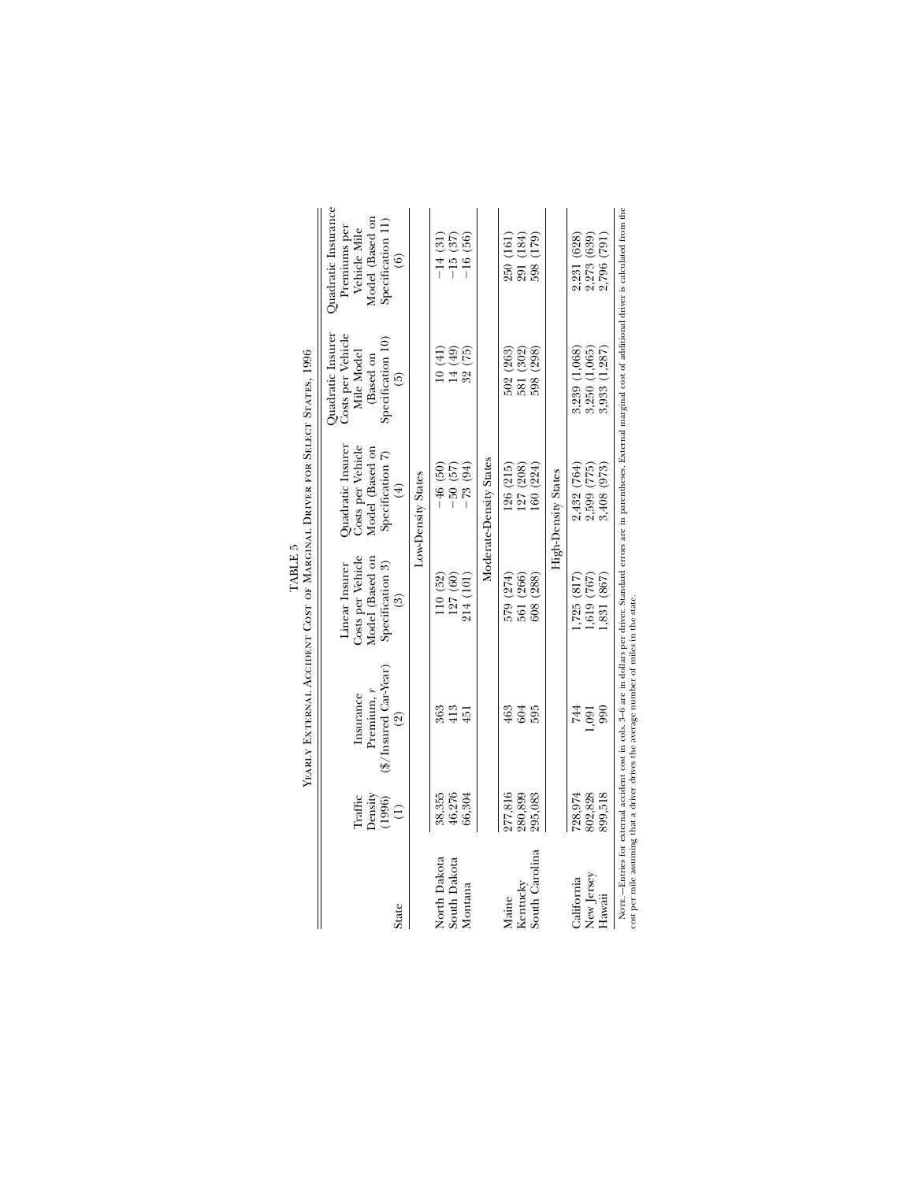TABLE 5

Yearly External Accident Cost of Marginal Driver for Select States, 1996

| State | Traffic Density (1996) (1) | Insurance Premium, $r$ (\$/Insured Car-Year) (2) | Linear Insurer Costs per Vehicle Model (Based on Specification 3) (3) | Quadratic Insurer Costs per Vehicle Model (Based on Specification 7) (4) | Quadratic Insurer Costs per Vehicle Mile Model (Based on Specification 10) (5) | Quadratic Insurance Premiums per Vehicle Mile Model (Based on Specification 11) (6) |
|---|---|---|---|---|---|---|
| | | | Low-Density States | | | |
| North Dakota | 38,355 | 363 | 110 (52) | −46 (50) | 10 (41) | −14 (31) |
| South Dakota | 46,276 | 413 | 127 (60) | −50 (57) | 14 (49) | −15 (37) |
| Montana | 66,304 | 451 | 214 (101) | −73 (94) | 32 (75) | −16 (56) |
| | | | Moderate-Density States | | | |
| Maine | 277,816 | 463 | 579 (274) | 126 (215) | 502 (263) | 250 (161) |
| Kentucky | 280,899 | 604 | 561 (266) | 127 (208) | 581 (302) | 291 (184) |
| South Carolina | 295,083 | 595 | 608 (288) | 160 (224) | 598 (298) | 598 (179) |
| | | | High-Density States | | | |
| California | 728,974 | 744 | 1,725 (817) | 2,432 (764) | 3,239 (1,068) | 2,231 (628) |
| New Jersey | 802,828 | 1,091 | 1,619 (767) | 2,599 (775) | 3,250 (1,065) | 2,273 (639) |
| Hawaii | 899,518 | 990 | 1,831 (867) | 3,408 (973) | 3,933 (1,287) | 2,796 (791) |

Note.—Entries for external accident cost in cols. 3–6 are in dollars per driver. Standard errors are in parentheses. External marginal cost of additional driver is calculated from the cost per mile assuming that a driver drives the average number of miles in the state.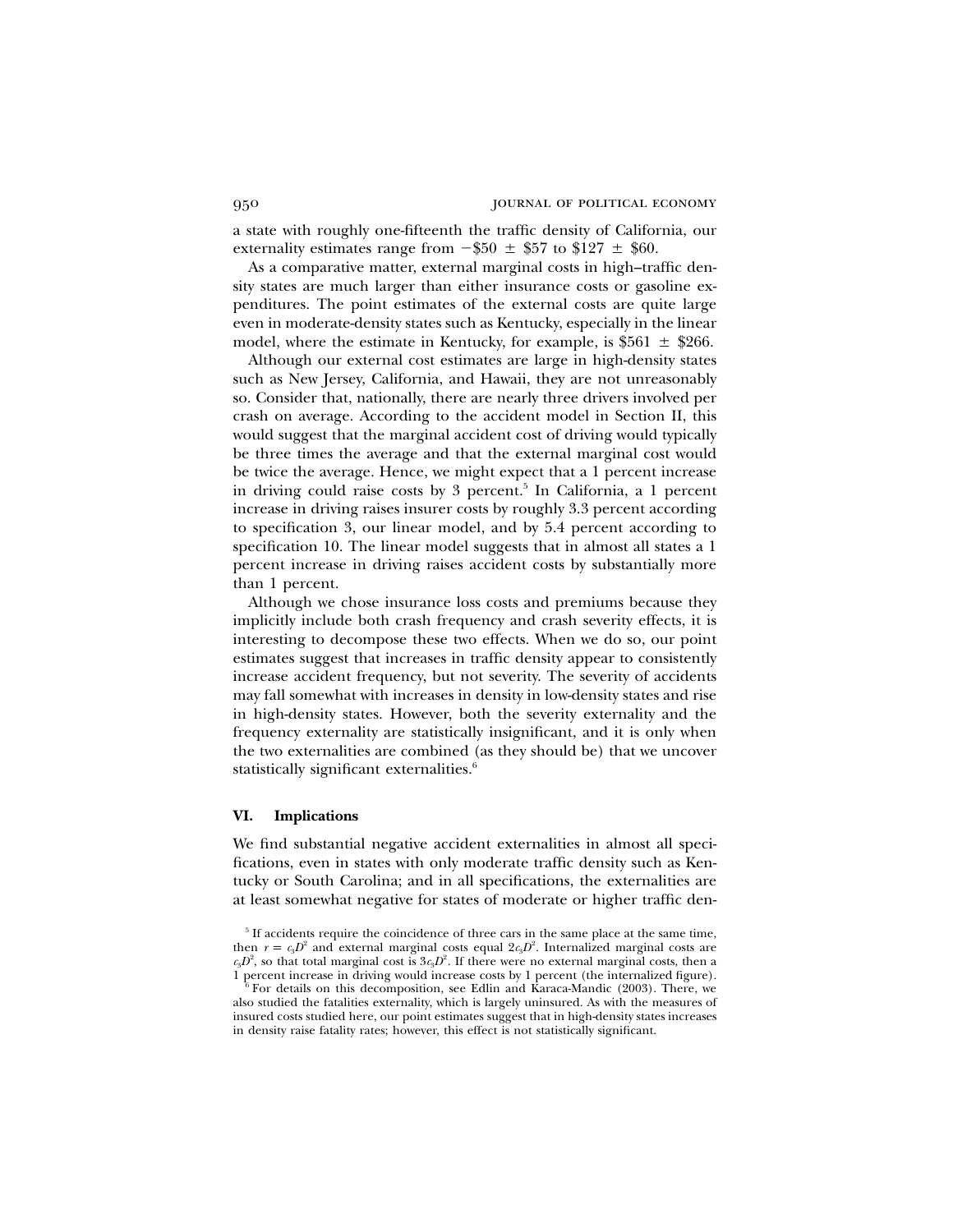a state with roughly one-fifteenth the traffic density of California, our externality estimates range from −\$50 ± \$57 to \$127 ± \$60.

As a comparative matter, external marginal costs in high–traffic density states are much larger than either insurance costs or gasoline expenditures. The point estimates of the external costs are quite large even in moderate-density states such as Kentucky, especially in the linear model, where the estimate in Kentucky, for example, is \$561 ± \$266.

Although our external cost estimates are large in high-density states such as New Jersey, California, and Hawaii, they are not unreasonably so. Consider that, nationally, there are nearly three drivers involved per crash on average. According to the accident model in Section II, this would suggest that the marginal accident cost of driving would typically be three times the average and that the external marginal cost would be twice the average. Hence, we might expect that a 1 percent increase in driving could raise costs by 3 percent.[5] In California, a 1 percent increase in driving raises insurer costs by roughly 3.3 percent according to specification 3, our linear model, and by 5.4 percent according to specification 10. The linear model suggests that in almost all states a 1 percent increase in driving raises accident costs by substantially more than 1 percent.

Although we chose insurance loss costs and premiums because they implicitly include both crash frequency and crash severity effects, it is interesting to decompose these two effects. When we do so, our point estimates suggest that increases in traffic density appear to consistently increase accident frequency, but not severity. The severity of accidents may fall somewhat with increases in density in low-density states and rise in high-density states. However, both the severity externality and the frequency externality are statistically insignificant, and it is only when the two externalities are combined (as they should be) that we uncover statistically significant externalities.[6]

## VI. Implications

We find substantial negative accident externalities in almost all specifications, even in states with only moderate traffic density such as Kentucky or South Carolina; and in all specifications, the externalities are at least somewhat negative for states of moderate or higher traffic den-

[5] If accidents require the coincidence of three cars in the same place at the same time, then $r = c_3D^2$ and external marginal costs equal $2c_3D^2$. Internalized marginal costs are $c_3D^2$, so that total marginal cost is $3c_3D^2$. If there were no external marginal costs, then a 1 percent increase in driving would increase costs by 1 percent (the internalized figure).

[6] For details on this decomposition, see Edlin and Karaca-Mandic (2003). There, we also studied the fatalities externality, which is largely uninsured. As with the measures of insured costs studied here, our point estimates suggest that in high-density states increases in density raise fatality rates; however, this effect is not statistically significant.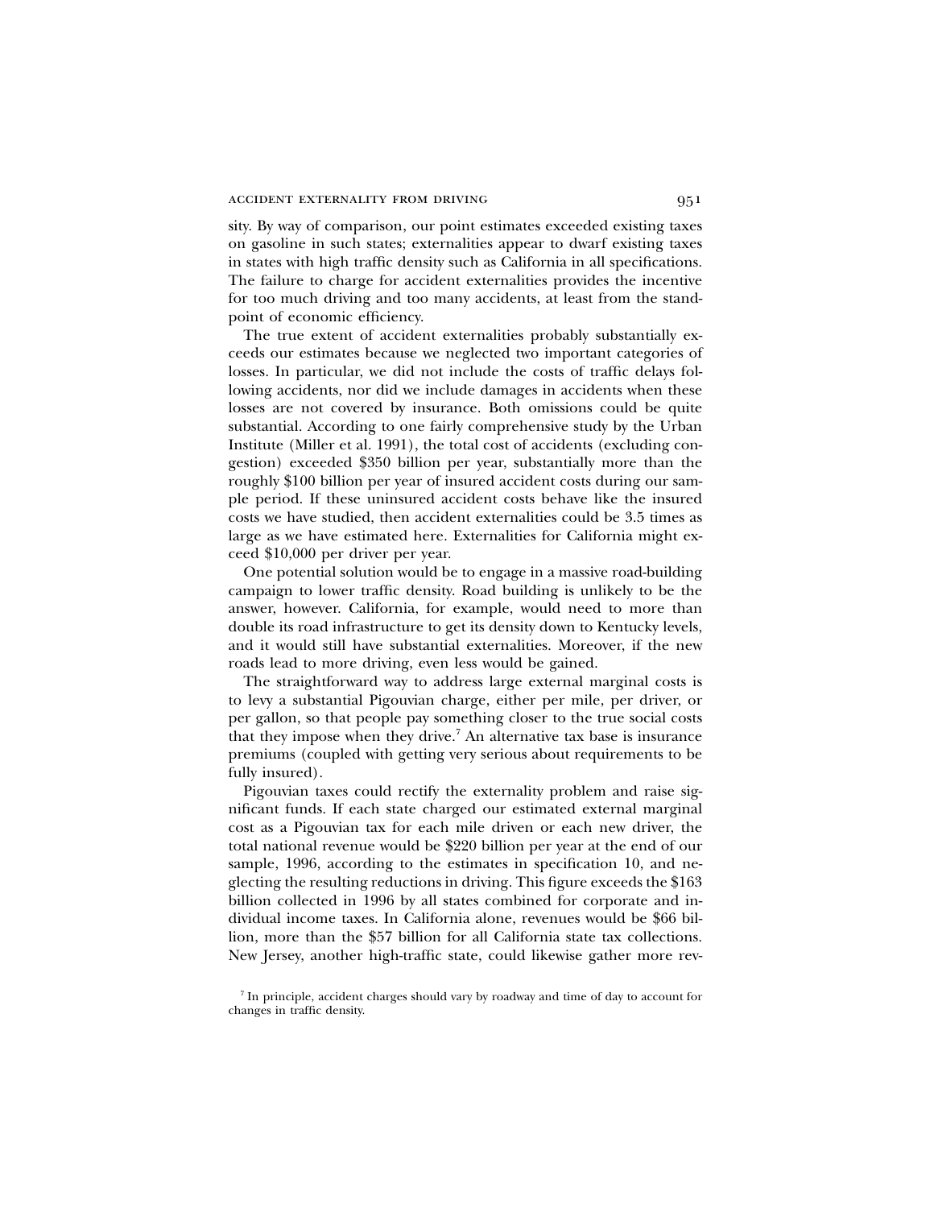sity. By way of comparison, our point estimates exceeded existing taxes on gasoline in such states; externalities appear to dwarf existing taxes in states with high traffic density such as California in all specifications. The failure to charge for accident externalities provides the incentive for too much driving and too many accidents, at least from the standpoint of economic efficiency.

The true extent of accident externalities probably substantially exceeds our estimates because we neglected two important categories of losses. In particular, we did not include the costs of traffic delays following accidents, nor did we include damages in accidents when these losses are not covered by insurance. Both omissions could be quite substantial. According to one fairly comprehensive study by the Urban Institute (Miller et al. 1991), the total cost of accidents (excluding congestion) exceeded $350 billion per year, substantially more than the roughly $100 billion per year of insured accident costs during our sample period. If these uninsured accident costs behave like the insured costs we have studied, then accident externalities could be 3.5 times as large as we have estimated here. Externalities for California might exceed $10,000 per driver per year.

One potential solution would be to engage in a massive road-building campaign to lower traffic density. Road building is unlikely to be the answer, however. California, for example, would need to more than double its road infrastructure to get its density down to Kentucky levels, and it would still have substantial externalities. Moreover, if the new roads lead to more driving, even less would be gained.

The straightforward way to address large external marginal costs is to levy a substantial Pigouvian charge, either per mile, per driver, or per gallon, so that people pay something closer to the true social costs that they impose when they drive.[7] An alternative tax base is insurance premiums (coupled with getting very serious about requirements to be fully insured).

Pigouvian taxes could rectify the externality problem and raise significant funds. If each state charged our estimated external marginal cost as a Pigouvian tax for each mile driven or each new driver, the total national revenue would be $220 billion per year at the end of our sample, 1996, according to the estimates in specification 10, and neglecting the resulting reductions in driving. This figure exceeds the $163 billion collected in 1996 by all states combined for corporate and individual income taxes. In California alone, revenues would be $66 billion, more than the $57 billion for all California state tax collections. New Jersey, another high-traffic state, could likewise gather more rev-

[7] In principle, accident charges should vary by roadway and time of day to account for changes in traffic density.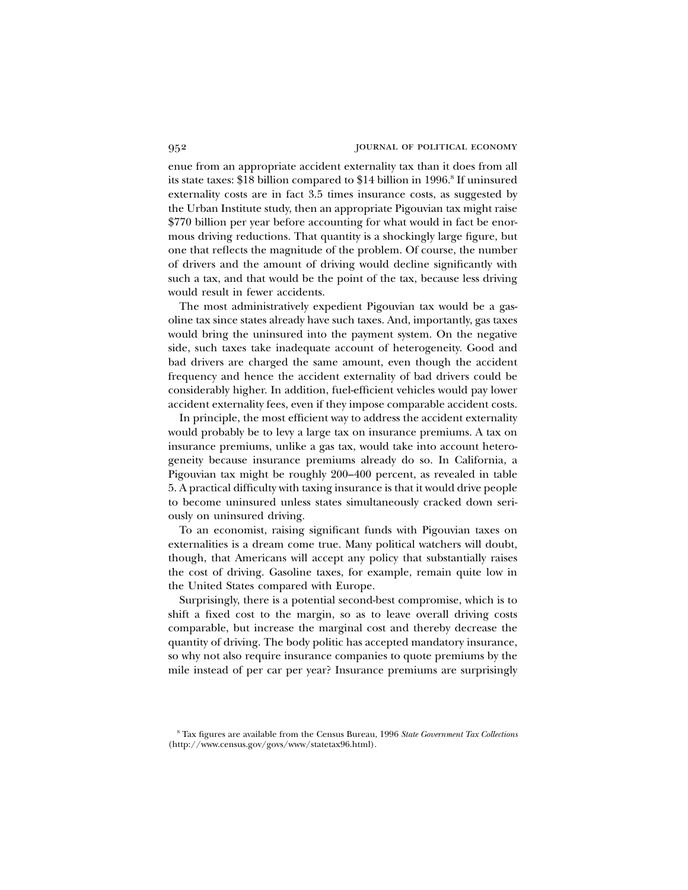enue from an appropriate accident externality tax than it does from all its state taxes: \$18 billion compared to \$14 billion in 1996.[8] If uninsured externality costs are in fact 3.5 times insurance costs, as suggested by the Urban Institute study, then an appropriate Pigouvian tax might raise \$770 billion per year before accounting for what would in fact be enormous driving reductions. That quantity is a shockingly large figure, but one that reflects the magnitude of the problem. Of course, the number of drivers and the amount of driving would decline significantly with such a tax, and that would be the point of the tax, because less driving would result in fewer accidents.

The most administratively expedient Pigouvian tax would be a gasoline tax since states already have such taxes. And, importantly, gas taxes would bring the uninsured into the payment system. On the negative side, such taxes take inadequate account of heterogeneity. Good and bad drivers are charged the same amount, even though the accident frequency and hence the accident externality of bad drivers could be considerably higher. In addition, fuel-efficient vehicles would pay lower accident externality fees, even if they impose comparable accident costs.

In principle, the most efficient way to address the accident externality would probably be to levy a large tax on insurance premiums. A tax on insurance premiums, unlike a gas tax, would take into account heterogeneity because insurance premiums already do so. In California, a Pigouvian tax might be roughly 200–400 percent, as revealed in table 5. A practical difficulty with taxing insurance is that it would drive people to become uninsured unless states simultaneously cracked down seriously on uninsured driving.

To an economist, raising significant funds with Pigouvian taxes on externalities is a dream come true. Many political watchers will doubt, though, that Americans will accept any policy that substantially raises the cost of driving. Gasoline taxes, for example, remain quite low in the United States compared with Europe.

Surprisingly, there is a potential second-best compromise, which is to shift a fixed cost to the margin, so as to leave overall driving costs comparable, but increase the marginal cost and thereby decrease the quantity of driving. The body politic has accepted mandatory insurance, so why not also require insurance companies to quote premiums by the mile instead of per car per year? Insurance premiums are surprisingly

[8] Tax figures are available from the Census Bureau, 1996 *State Government Tax Collections* (http://www.census.gov/govs/www/statetax96.html).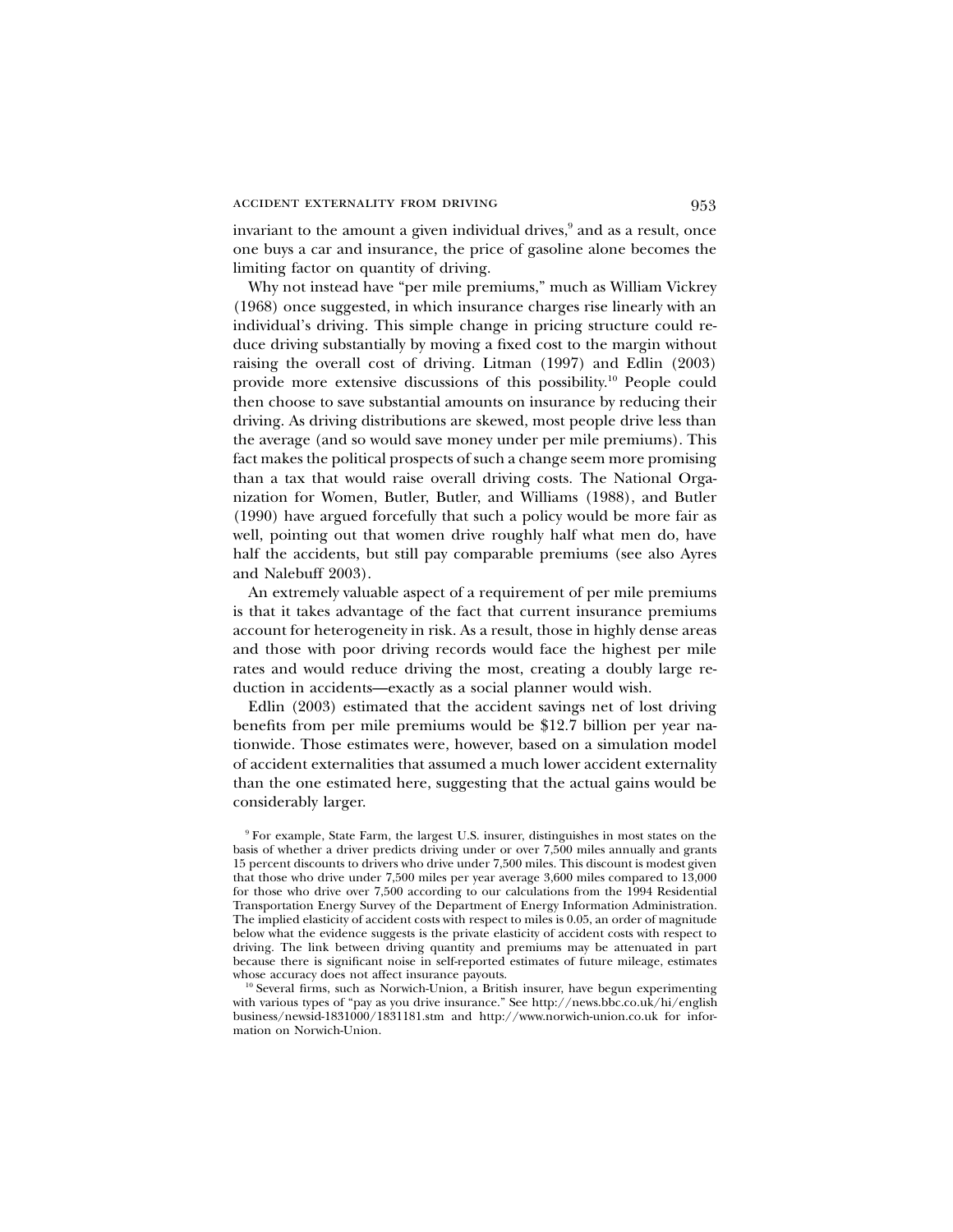invariant to the amount a given individual drives,[9] and as a result, once one buys a car and insurance, the price of gasoline alone becomes the limiting factor on quantity of driving.

Why not instead have "per mile premiums," much as William Vickrey (1968) once suggested, in which insurance charges rise linearly with an individual's driving. This simple change in pricing structure could reduce driving substantially by moving a fixed cost to the margin without raising the overall cost of driving. Litman (1997) and Edlin (2003) provide more extensive discussions of this possibility.[10] People could then choose to save substantial amounts on insurance by reducing their driving. As driving distributions are skewed, most people drive less than the average (and so would save money under per mile premiums). This fact makes the political prospects of such a change seem more promising than a tax that would raise overall driving costs. The National Organization for Women, Butler, Butler, and Williams (1988), and Butler (1990) have argued forcefully that such a policy would be more fair as well, pointing out that women drive roughly half what men do, have half the accidents, but still pay comparable premiums (see also Ayres and Nalebuff 2003).

An extremely valuable aspect of a requirement of per mile premiums is that it takes advantage of the fact that current insurance premiums account for heterogeneity in risk. As a result, those in highly dense areas and those with poor driving records would face the highest per mile rates and would reduce driving the most, creating a doubly large reduction in accidents—exactly as a social planner would wish.

Edlin (2003) estimated that the accident savings net of lost driving benefits from per mile premiums would be $12.7 billion per year nationwide. Those estimates were, however, based on a simulation model of accident externalities that assumed a much lower accident externality than the one estimated here, suggesting that the actual gains would be considerably larger.

[9] For example, State Farm, the largest U.S. insurer, distinguishes in most states on the basis of whether a driver predicts driving under or over 7,500 miles annually and grants 15 percent discounts to drivers who drive under 7,500 miles. This discount is modest given that those who drive under 7,500 miles per year average 3,600 miles compared to 13,000 for those who drive over 7,500 according to our calculations from the 1994 Residential Transportation Energy Survey of the Department of Energy Information Administration. The implied elasticity of accident costs with respect to miles is 0.05, an order of magnitude below what the evidence suggests is the private elasticity of accident costs with respect to driving. The link between driving quantity and premiums may be attenuated in part because there is significant noise in self-reported estimates of future mileage, estimates whose accuracy does not affect insurance payouts.

[10] Several firms, such as Norwich-Union, a British insurer, have begun experimenting with various types of "pay as you drive insurance." See http://news.bbc.co.uk/hi/english business/newsid-1831000/1831181.stm and http://www.norwich-union.co.uk for information on Norwich-Union.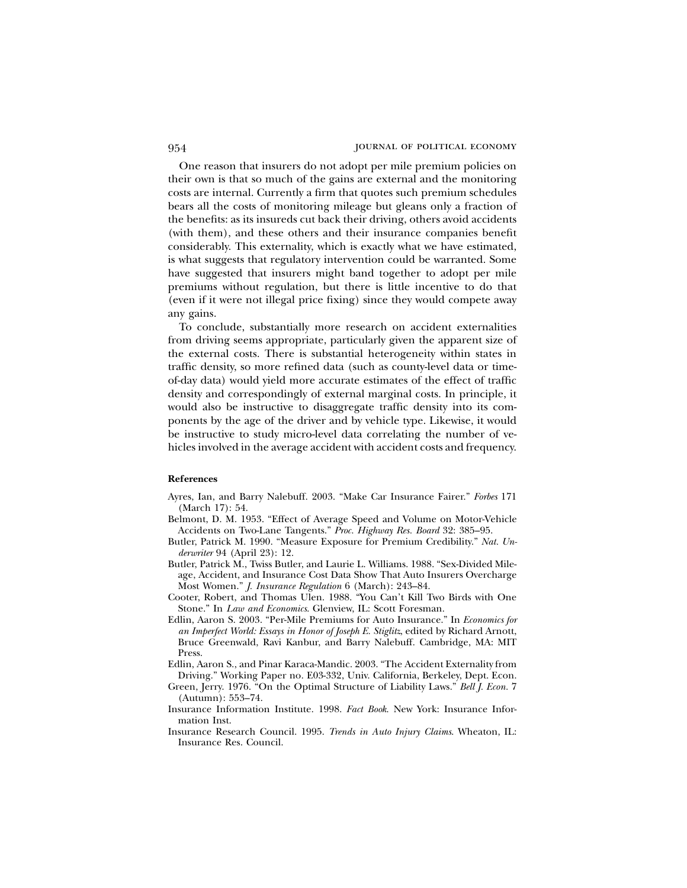One reason that insurers do not adopt per mile premium policies on their own is that so much of the gains are external and the monitoring costs are internal. Currently a firm that quotes such premium schedules bears all the costs of monitoring mileage but gleans only a fraction of the benefits: as its insureds cut back their driving, others avoid accidents (with them), and these others and their insurance companies benefit considerably. This externality, which is exactly what we have estimated, is what suggests that regulatory intervention could be warranted. Some have suggested that insurers might band together to adopt per mile premiums without regulation, but there is little incentive to do that (even if it were not illegal price fixing) since they would compete away any gains.

To conclude, substantially more research on accident externalities from driving seems appropriate, particularly given the apparent size of the external costs. There is substantial heterogeneity within states in traffic density, so more refined data (such as county-level data or time-of-day data) would yield more accurate estimates of the effect of traffic density and correspondingly of external marginal costs. In principle, it would also be instructive to disaggregate traffic density into its components by the age of the driver and by vehicle type. Likewise, it would be instructive to study micro-level data correlating the number of vehicles involved in the average accident with accident costs and frequency.

## References

Ayres, Ian, and Barry Nalebuff. 2003. "Make Car Insurance Fairer." *Forbes* 171 (March 17): 54.

Belmont, D. M. 1953. "Effect of Average Speed and Volume on Motor-Vehicle Accidents on Two-Lane Tangents." *Proc. Highway Res. Board* 32: 385–95.

Butler, Patrick M. 1990. "Measure Exposure for Premium Credibility." *Nat. Underwriter* 94 (April 23): 12.

Butler, Patrick M., Twiss Butler, and Laurie L. Williams. 1988. "Sex-Divided Mileage, Accident, and Insurance Cost Data Show That Auto Insurers Overcharge Most Women." *J. Insurance Regulation* 6 (March): 243–84.

Cooter, Robert, and Thomas Ulen. 1988. "You Can't Kill Two Birds with One Stone." In *Law and Economics*. Glenview, IL: Scott Foresman.

Edlin, Aaron S. 2003. "Per-Mile Premiums for Auto Insurance." In *Economics for an Imperfect World: Essays in Honor of Joseph E. Stiglitz*, edited by Richard Arnott, Bruce Greenwald, Ravi Kanbur, and Barry Nalebuff. Cambridge, MA: MIT Press.

Edlin, Aaron S., and Pinar Karaca-Mandic. 2003. "The Accident Externality from Driving." Working Paper no. E03-332, Univ. California, Berkeley, Dept. Econ.

Green, Jerry. 1976. "On the Optimal Structure of Liability Laws." *Bell J. Econ.* 7 (Autumn): 553–74.

Insurance Information Institute. 1998. *Fact Book*. New York: Insurance Information Inst.

Insurance Research Council. 1995. *Trends in Auto Injury Claims*. Wheaton, IL: Insurance Res. Council.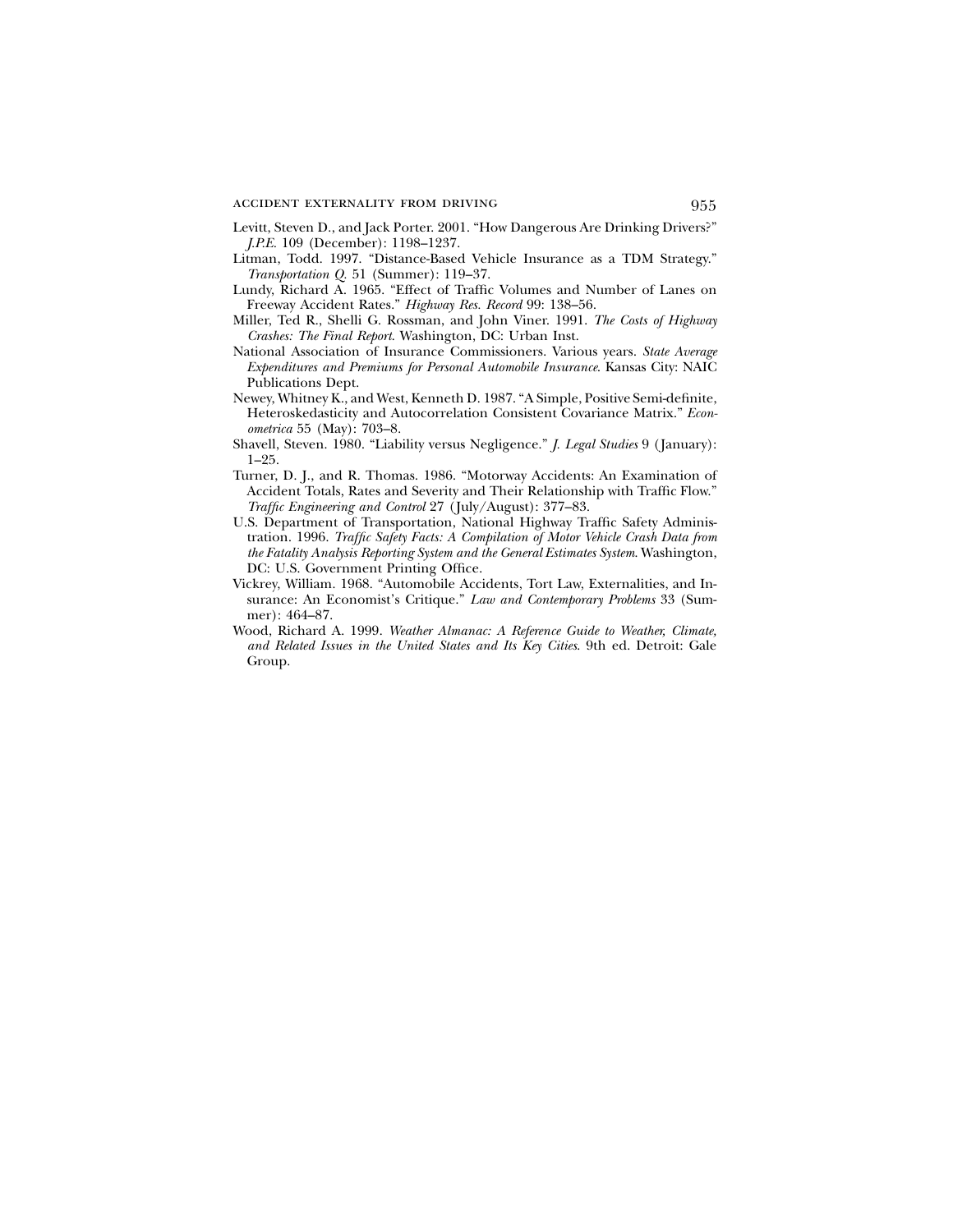Levitt, Steven D., and Jack Porter. 2001. "How Dangerous Are Drinking Drivers?" *J.P.E.* 109 (December): 1198–1237.

Litman, Todd. 1997. "Distance-Based Vehicle Insurance as a TDM Strategy." *Transportation Q.* 51 (Summer): 119–37.

Lundy, Richard A. 1965. "Effect of Traffic Volumes and Number of Lanes on Freeway Accident Rates." *Highway Res. Record* 99: 138–56.

Miller, Ted R., Shelli G. Rossman, and John Viner. 1991. *The Costs of Highway Crashes: The Final Report*. Washington, DC: Urban Inst.

National Association of Insurance Commissioners. Various years. *State Average Expenditures and Premiums for Personal Automobile Insurance*. Kansas City: NAIC Publications Dept.

Newey, Whitney K., and West, Kenneth D. 1987. "A Simple, Positive Semi-definite, Heteroskedasticity and Autocorrelation Consistent Covariance Matrix." *Econometrica* 55 (May): 703–8.

Shavell, Steven. 1980. "Liability versus Negligence." *J. Legal Studies* 9 (January): 1–25.

Turner, D. J., and R. Thomas. 1986. "Motorway Accidents: An Examination of Accident Totals, Rates and Severity and Their Relationship with Traffic Flow." *Traffic Engineering and Control* 27 (July/August): 377–83.

U.S. Department of Transportation, National Highway Traffic Safety Administration. 1996. *Traffic Safety Facts: A Compilation of Motor Vehicle Crash Data from the Fatality Analysis Reporting System and the General Estimates System*. Washington, DC: U.S. Government Printing Office.

Vickrey, William. 1968. "Automobile Accidents, Tort Law, Externalities, and Insurance: An Economist's Critique." *Law and Contemporary Problems* 33 (Summer): 464–87.

Wood, Richard A. 1999. *Weather Almanac: A Reference Guide to Weather, Climate, and Related Issues in the United States and Its Key Cities*. 9th ed. Detroit: Gale Group.